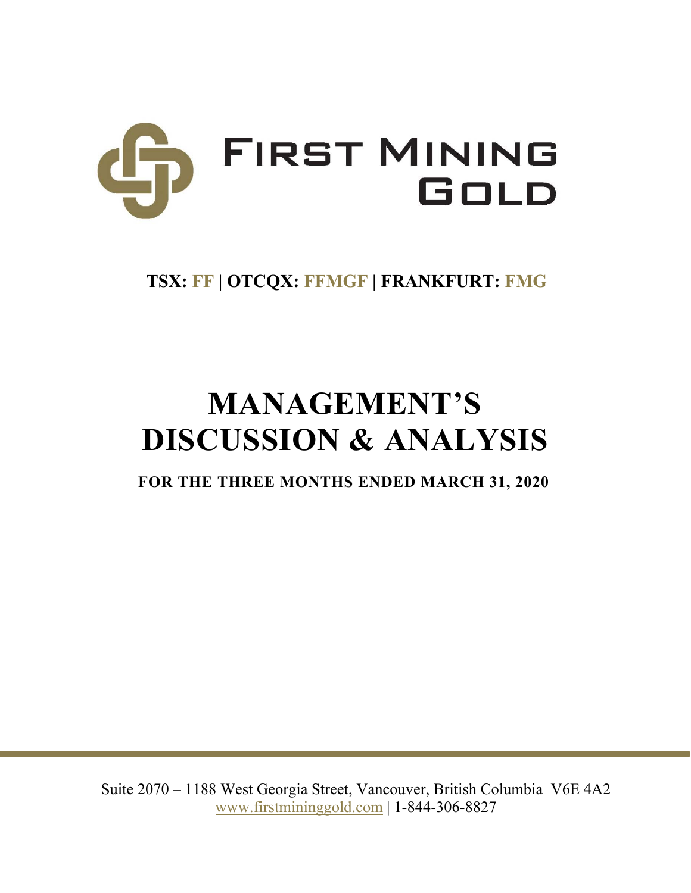# FIRST MINING GOLD

**TSX: FF | OTCQX: FFMGF | FRANKFURT: FMG**

# MANAGEMENT'S DISCUSSION & ANALYSIS

**FOR THE THREE MONTHS ENDED MARCH 31, 2020**

Suite 2070 – 1188 West Georgia Street, Vancouver, British Columbia V6E 4A2
www.firstmininggold.com | 1-844-306-8827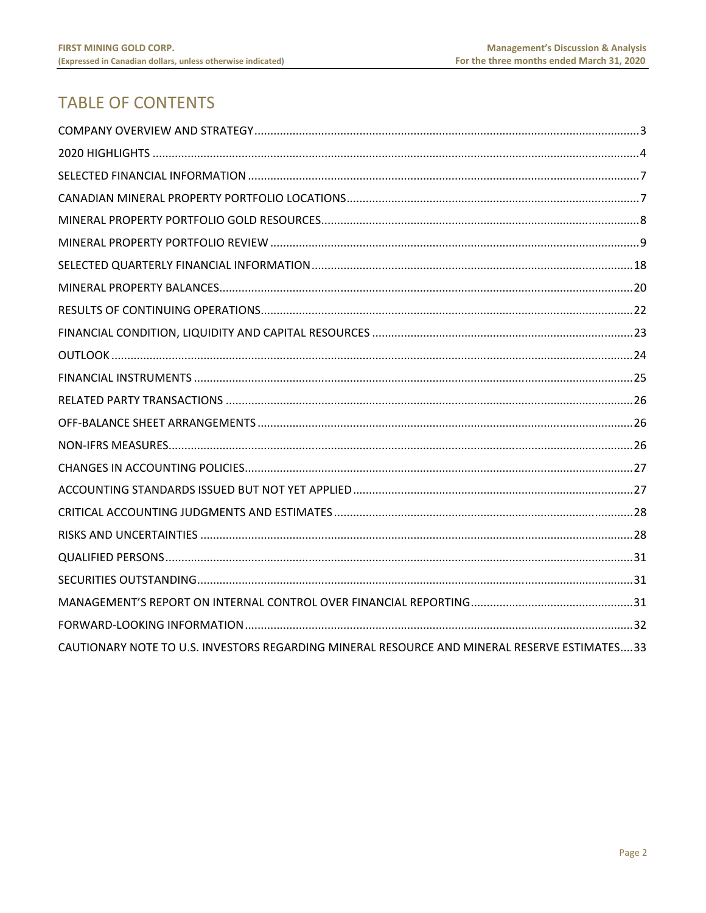# TABLE OF CONTENTS

COMPANY OVERVIEW AND STRATEGY ... 3
2020 HIGHLIGHTS ... 4
SELECTED FINANCIAL INFORMATION ... 7
CANADIAN MINERAL PROPERTY PORTFOLIO LOCATIONS ... 7
MINERAL PROPERTY PORTFOLIO GOLD RESOURCES ... 8
MINERAL PROPERTY PORTFOLIO REVIEW ... 9
SELECTED QUARTERLY FINANCIAL INFORMATION ... 18
MINERAL PROPERTY BALANCES ... 20
RESULTS OF CONTINUING OPERATIONS ... 22
FINANCIAL CONDITION, LIQUIDITY AND CAPITAL RESOURCES ... 23
OUTLOOK ... 24
FINANCIAL INSTRUMENTS ... 25
RELATED PARTY TRANSACTIONS ... 26
OFF-BALANCE SHEET ARRANGEMENTS ... 26
NON-IFRS MEASURES ... 26
CHANGES IN ACCOUNTING POLICIES ... 27
ACCOUNTING STANDARDS ISSUED BUT NOT YET APPLIED ... 27
CRITICAL ACCOUNTING JUDGMENTS AND ESTIMATES ... 28
RISKS AND UNCERTAINTIES ... 28
QUALIFIED PERSONS ... 31
SECURITIES OUTSTANDING ... 31
MANAGEMENT'S REPORT ON INTERNAL CONTROL OVER FINANCIAL REPORTING ... 31
FORWARD-LOOKING INFORMATION ... 32
CAUTIONARY NOTE TO U.S. INVESTORS REGARDING MINERAL RESOURCE AND MINERAL RESERVE ESTIMATES ... 33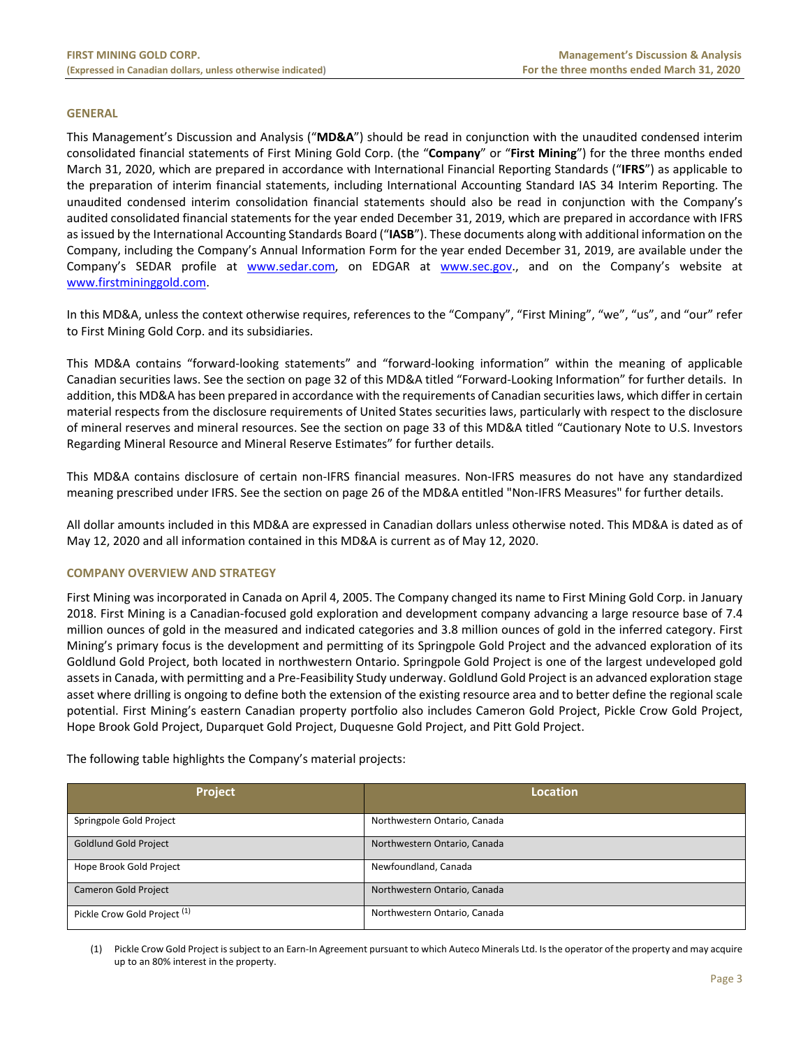## GENERAL

This Management's Discussion and Analysis ("**MD&A**") should be read in conjunction with the unaudited condensed interim consolidated financial statements of First Mining Gold Corp. (the "**Company**" or "**First Mining**") for the three months ended March 31, 2020, which are prepared in accordance with International Financial Reporting Standards ("**IFRS**") as applicable to the preparation of interim financial statements, including International Accounting Standard IAS 34 Interim Reporting. The unaudited condensed interim consolidation financial statements should also be read in conjunction with the Company's audited consolidated financial statements for the year ended December 31, 2019, which are prepared in accordance with IFRS as issued by the International Accounting Standards Board ("**IASB**"). These documents along with additional information on the Company, including the Company's Annual Information Form for the year ended December 31, 2019, are available under the Company's SEDAR profile at www.sedar.com, on EDGAR at www.sec.gov., and on the Company's website at www.firstmininggold.com.

In this MD&A, unless the context otherwise requires, references to the "Company", "First Mining", "we", "us", and "our" refer to First Mining Gold Corp. and its subsidiaries.

This MD&A contains "forward-looking statements" and "forward-looking information" within the meaning of applicable Canadian securities laws. See the section on page 32 of this MD&A titled "Forward-Looking Information" for further details. In addition, this MD&A has been prepared in accordance with the requirements of Canadian securities laws, which differ in certain material respects from the disclosure requirements of United States securities laws, particularly with respect to the disclosure of mineral reserves and mineral resources. See the section on page 33 of this MD&A titled "Cautionary Note to U.S. Investors Regarding Mineral Resource and Mineral Reserve Estimates" for further details.

This MD&A contains disclosure of certain non-IFRS financial measures. Non-IFRS measures do not have any standardized meaning prescribed under IFRS. See the section on page 26 of the MD&A entitled "Non-IFRS Measures" for further details.

All dollar amounts included in this MD&A are expressed in Canadian dollars unless otherwise noted. This MD&A is dated as of May 12, 2020 and all information contained in this MD&A is current as of May 12, 2020.

## COMPANY OVERVIEW AND STRATEGY

First Mining was incorporated in Canada on April 4, 2005. The Company changed its name to First Mining Gold Corp. in January 2018. First Mining is a Canadian-focused gold exploration and development company advancing a large resource base of 7.4 million ounces of gold in the measured and indicated categories and 3.8 million ounces of gold in the inferred category. First Mining's primary focus is the development and permitting of its Springpole Gold Project and the advanced exploration of its Goldlund Gold Project, both located in northwestern Ontario. Springpole Gold Project is one of the largest undeveloped gold assets in Canada, with permitting and a Pre-Feasibility Study underway. Goldlund Gold Project is an advanced exploration stage asset where drilling is ongoing to define both the extension of the existing resource area and to better define the regional scale potential. First Mining's eastern Canadian property portfolio also includes Cameron Gold Project, Pickle Crow Gold Project, Hope Brook Gold Project, Duparquet Gold Project, Duquesne Gold Project, and Pitt Gold Project.

The following table highlights the Company's material projects:

| Project | Location |
|---|---|
| Springpole Gold Project | Northwestern Ontario, Canada |
| Goldlund Gold Project | Northwestern Ontario, Canada |
| Hope Brook Gold Project | Newfoundland, Canada |
| Cameron Gold Project | Northwestern Ontario, Canada |
| Pickle Crow Gold Project [(1)] | Northwestern Ontario, Canada |

(1) Pickle Crow Gold Project is subject to an Earn-In Agreement pursuant to which Auteco Minerals Ltd. Is the operator of the property and may acquire up to an 80% interest in the property.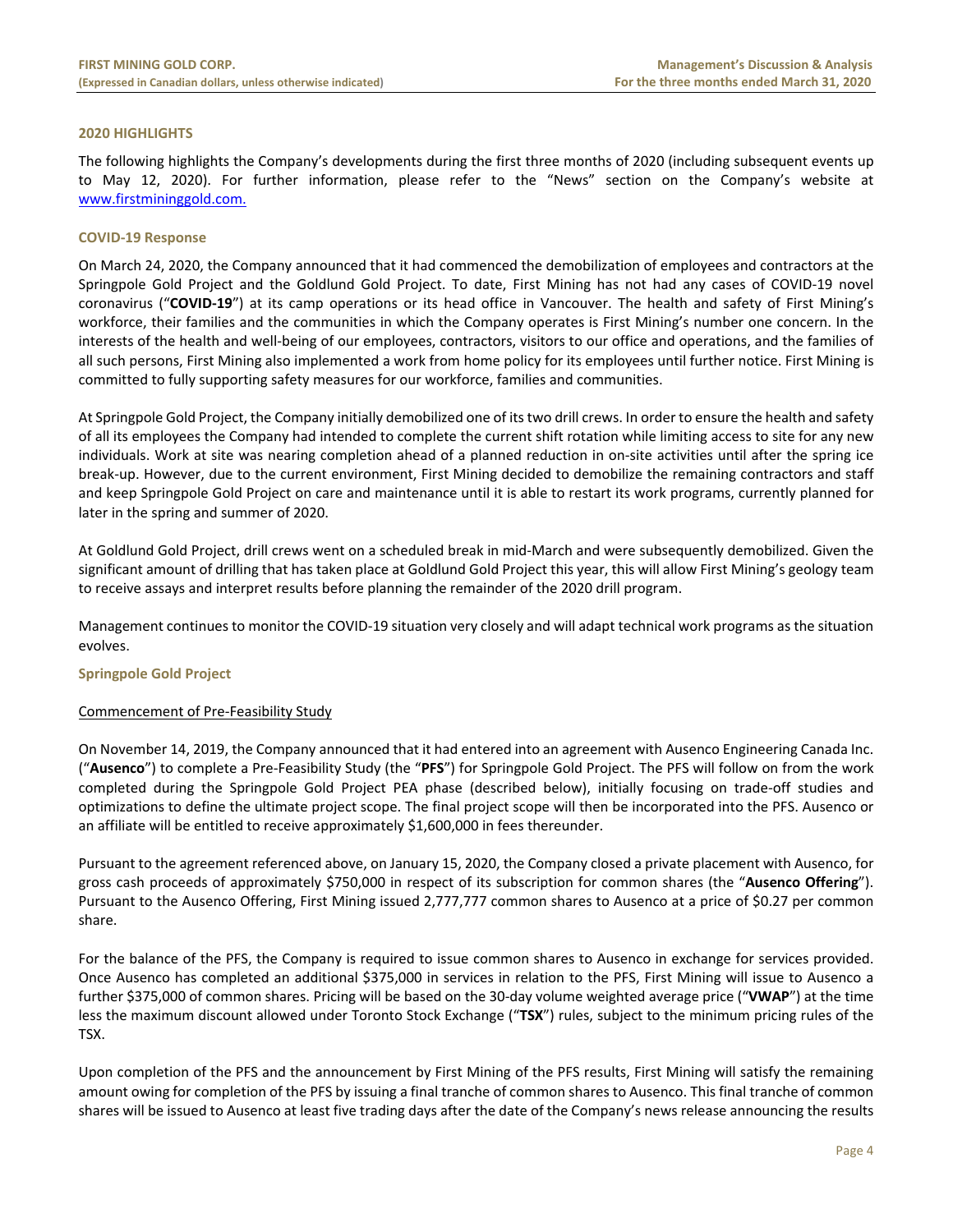## 2020 HIGHLIGHTS

The following highlights the Company's developments during the first three months of 2020 (including subsequent events up to May 12, 2020). For further information, please refer to the "News" section on the Company's website at www.firstmininggold.com.

### COVID-19 Response

On March 24, 2020, the Company announced that it had commenced the demobilization of employees and contractors at the Springpole Gold Project and the Goldlund Gold Project. To date, First Mining has not had any cases of COVID-19 novel coronavirus ("**COVID-19**") at its camp operations or its head office in Vancouver. The health and safety of First Mining's workforce, their families and the communities in which the Company operates is First Mining's number one concern. In the interests of the health and well-being of our employees, contractors, visitors to our office and operations, and the families of all such persons, First Mining also implemented a work from home policy for its employees until further notice. First Mining is committed to fully supporting safety measures for our workforce, families and communities.

At Springpole Gold Project, the Company initially demobilized one of its two drill crews. In order to ensure the health and safety of all its employees the Company had intended to complete the current shift rotation while limiting access to site for any new individuals. Work at site was nearing completion ahead of a planned reduction in on-site activities until after the spring ice break-up. However, due to the current environment, First Mining decided to demobilize the remaining contractors and staff and keep Springpole Gold Project on care and maintenance until it is able to restart its work programs, currently planned for later in the spring and summer of 2020.

At Goldlund Gold Project, drill crews went on a scheduled break in mid-March and were subsequently demobilized. Given the significant amount of drilling that has taken place at Goldlund Gold Project this year, this will allow First Mining's geology team to receive assays and interpret results before planning the remainder of the 2020 drill program.

Management continues to monitor the COVID-19 situation very closely and will adapt technical work programs as the situation evolves.

### Springpole Gold Project

Commencement of Pre-Feasibility Study

On November 14, 2019, the Company announced that it had entered into an agreement with Ausenco Engineering Canada Inc. ("**Ausenco**") to complete a Pre-Feasibility Study (the "**PFS**") for Springpole Gold Project. The PFS will follow on from the work completed during the Springpole Gold Project PEA phase (described below), initially focusing on trade-off studies and optimizations to define the ultimate project scope. The final project scope will then be incorporated into the PFS. Ausenco or an affiliate will be entitled to receive approximately $1,600,000 in fees thereunder.

Pursuant to the agreement referenced above, on January 15, 2020, the Company closed a private placement with Ausenco, for gross cash proceeds of approximately $750,000 in respect of its subscription for common shares (the "**Ausenco Offering**"). Pursuant to the Ausenco Offering, First Mining issued 2,777,777 common shares to Ausenco at a price of $0.27 per common share.

For the balance of the PFS, the Company is required to issue common shares to Ausenco in exchange for services provided. Once Ausenco has completed an additional $375,000 in services in relation to the PFS, First Mining will issue to Ausenco a further $375,000 of common shares. Pricing will be based on the 30-day volume weighted average price ("**VWAP**") at the time less the maximum discount allowed under Toronto Stock Exchange ("**TSX**") rules, subject to the minimum pricing rules of the TSX.

Upon completion of the PFS and the announcement by First Mining of the PFS results, First Mining will satisfy the remaining amount owing for completion of the PFS by issuing a final tranche of common shares to Ausenco. This final tranche of common shares will be issued to Ausenco at least five trading days after the date of the Company's news release announcing the results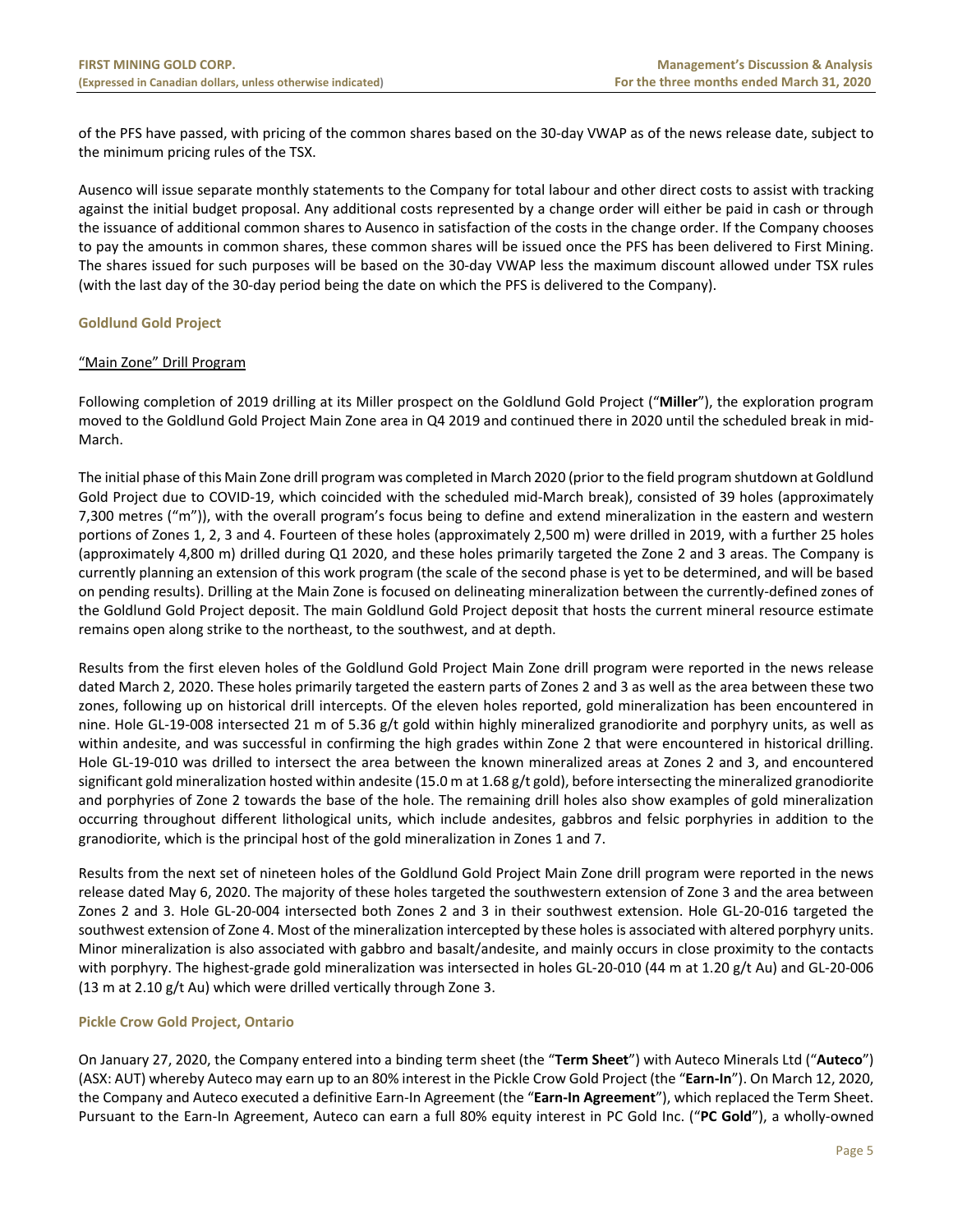of the PFS have passed, with pricing of the common shares based on the 30-day VWAP as of the news release date, subject to the minimum pricing rules of the TSX.

Ausenco will issue separate monthly statements to the Company for total labour and other direct costs to assist with tracking against the initial budget proposal. Any additional costs represented by a change order will either be paid in cash or through the issuance of additional common shares to Ausenco in satisfaction of the costs in the change order. If the Company chooses to pay the amounts in common shares, these common shares will be issued once the PFS has been delivered to First Mining. The shares issued for such purposes will be based on the 30-day VWAP less the maximum discount allowed under TSX rules (with the last day of the 30-day period being the date on which the PFS is delivered to the Company).

### Goldlund Gold Project

"Main Zone" Drill Program

Following completion of 2019 drilling at its Miller prospect on the Goldlund Gold Project ("**Miller**"), the exploration program moved to the Goldlund Gold Project Main Zone area in Q4 2019 and continued there in 2020 until the scheduled break in mid-March.

The initial phase of this Main Zone drill program was completed in March 2020 (prior to the field program shutdown at Goldlund Gold Project due to COVID-19, which coincided with the scheduled mid-March break), consisted of 39 holes (approximately 7,300 metres ("m")), with the overall program's focus being to define and extend mineralization in the eastern and western portions of Zones 1, 2, 3 and 4. Fourteen of these holes (approximately 2,500 m) were drilled in 2019, with a further 25 holes (approximately 4,800 m) drilled during Q1 2020, and these holes primarily targeted the Zone 2 and 3 areas. The Company is currently planning an extension of this work program (the scale of the second phase is yet to be determined, and will be based on pending results). Drilling at the Main Zone is focused on delineating mineralization between the currently-defined zones of the Goldlund Gold Project deposit. The main Goldlund Gold Project deposit that hosts the current mineral resource estimate remains open along strike to the northeast, to the southwest, and at depth.

Results from the first eleven holes of the Goldlund Gold Project Main Zone drill program were reported in the news release dated March 2, 2020. These holes primarily targeted the eastern parts of Zones 2 and 3 as well as the area between these two zones, following up on historical drill intercepts. Of the eleven holes reported, gold mineralization has been encountered in nine. Hole GL-19-008 intersected 21 m of 5.36 g/t gold within highly mineralized granodiorite and porphyry units, as well as within andesite, and was successful in confirming the high grades within Zone 2 that were encountered in historical drilling. Hole GL-19-010 was drilled to intersect the area between the known mineralized areas at Zones 2 and 3, and encountered significant gold mineralization hosted within andesite (15.0 m at 1.68 g/t gold), before intersecting the mineralized granodiorite and porphyries of Zone 2 towards the base of the hole. The remaining drill holes also show examples of gold mineralization occurring throughout different lithological units, which include andesites, gabbros and felsic porphyries in addition to the granodiorite, which is the principal host of the gold mineralization in Zones 1 and 7.

Results from the next set of nineteen holes of the Goldlund Gold Project Main Zone drill program were reported in the news release dated May 6, 2020. The majority of these holes targeted the southwestern extension of Zone 3 and the area between Zones 2 and 3. Hole GL-20-004 intersected both Zones 2 and 3 in their southwest extension. Hole GL-20-016 targeted the southwest extension of Zone 4. Most of the mineralization intercepted by these holes is associated with altered porphyry units. Minor mineralization is also associated with gabbro and basalt/andesite, and mainly occurs in close proximity to the contacts with porphyry. The highest-grade gold mineralization was intersected in holes GL-20-010 (44 m at 1.20 g/t Au) and GL-20-006 (13 m at 2.10 g/t Au) which were drilled vertically through Zone 3.

### Pickle Crow Gold Project, Ontario

On January 27, 2020, the Company entered into a binding term sheet (the "**Term Sheet**") with Auteco Minerals Ltd ("**Auteco**") (ASX: AUT) whereby Auteco may earn up to an 80% interest in the Pickle Crow Gold Project (the "**Earn-In**"). On March 12, 2020, the Company and Auteco executed a definitive Earn-In Agreement (the "**Earn-In Agreement**"), which replaced the Term Sheet. Pursuant to the Earn-In Agreement, Auteco can earn a full 80% equity interest in PC Gold Inc. ("**PC Gold**"), a wholly-owned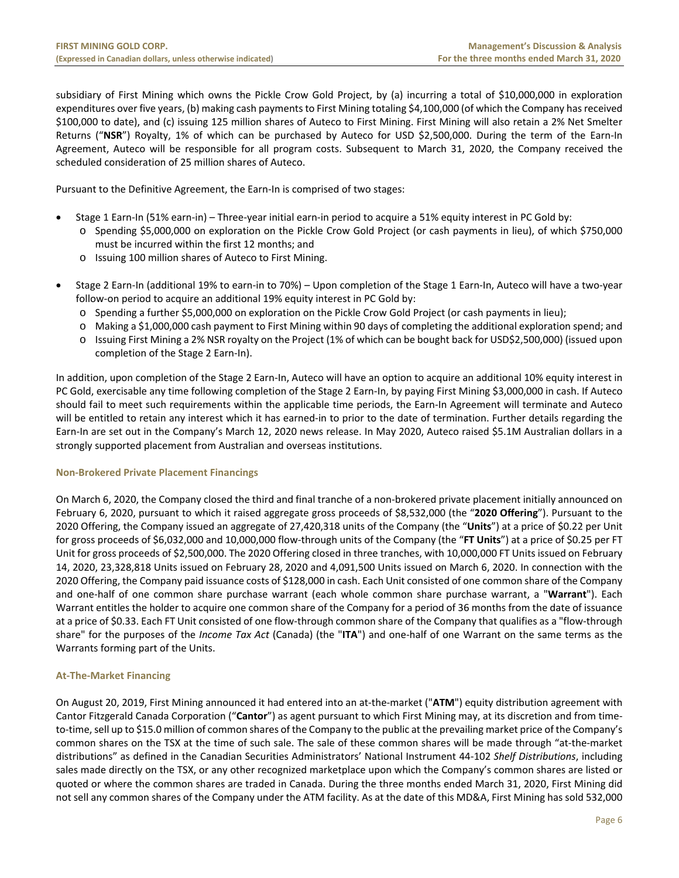subsidiary of First Mining which owns the Pickle Crow Gold Project, by (a) incurring a total of $10,000,000 in exploration expenditures over five years, (b) making cash payments to First Mining totaling $4,100,000 (of which the Company has received $100,000 to date), and (c) issuing 125 million shares of Auteco to First Mining. First Mining will also retain a 2% Net Smelter Returns ("**NSR**") Royalty, 1% of which can be purchased by Auteco for USD $2,500,000. During the term of the Earn-In Agreement, Auteco will be responsible for all program costs. Subsequent to March 31, 2020, the Company received the scheduled consideration of 25 million shares of Auteco.

Pursuant to the Definitive Agreement, the Earn-In is comprised of two stages:

- Stage 1 Earn-In (51% earn-in) – Three-year initial earn-in period to acquire a 51% equity interest in PC Gold by:
  - Spending $5,000,000 on exploration on the Pickle Crow Gold Project (or cash payments in lieu), of which $750,000 must be incurred within the first 12 months; and
  - Issuing 100 million shares of Auteco to First Mining.
- Stage 2 Earn-In (additional 19% to earn-in to 70%) – Upon completion of the Stage 1 Earn-In, Auteco will have a two-year follow-on period to acquire an additional 19% equity interest in PC Gold by:
  - Spending a further $5,000,000 on exploration on the Pickle Crow Gold Project (or cash payments in lieu);
  - Making a $1,000,000 cash payment to First Mining within 90 days of completing the additional exploration spend; and
  - Issuing First Mining a 2% NSR royalty on the Project (1% of which can be bought back for USD$2,500,000) (issued upon completion of the Stage 2 Earn-In).

In addition, upon completion of the Stage 2 Earn-In, Auteco will have an option to acquire an additional 10% equity interest in PC Gold, exercisable any time following completion of the Stage 2 Earn-In, by paying First Mining $3,000,000 in cash. If Auteco should fail to meet such requirements within the applicable time periods, the Earn-In Agreement will terminate and Auteco will be entitled to retain any interest which it has earned-in to prior to the date of termination. Further details regarding the Earn-In are set out in the Company's March 12, 2020 news release. In May 2020, Auteco raised $5.1M Australian dollars in a strongly supported placement from Australian and overseas institutions.

### Non-Brokered Private Placement Financings

On March 6, 2020, the Company closed the third and final tranche of a non-brokered private placement initially announced on February 6, 2020, pursuant to which it raised aggregate gross proceeds of $8,532,000 (the "**2020 Offering**"). Pursuant to the 2020 Offering, the Company issued an aggregate of 27,420,318 units of the Company (the "**Units**") at a price of $0.22 per Unit for gross proceeds of $6,032,000 and 10,000,000 flow-through units of the Company (the "**FT Units**") at a price of $0.25 per FT Unit for gross proceeds of $2,500,000. The 2020 Offering closed in three tranches, with 10,000,000 FT Units issued on February 14, 2020, 23,328,818 Units issued on February 28, 2020 and 4,091,500 Units issued on March 6, 2020. In connection with the 2020 Offering, the Company paid issuance costs of $128,000 in cash. Each Unit consisted of one common share of the Company and one-half of one common share purchase warrant (each whole common share purchase warrant, a "**Warrant**"). Each Warrant entitles the holder to acquire one common share of the Company for a period of 36 months from the date of issuance at a price of $0.33. Each FT Unit consisted of one flow-through common share of the Company that qualifies as a "flow-through share" for the purposes of the *Income Tax Act* (Canada) (the "**ITA**") and one-half of one Warrant on the same terms as the Warrants forming part of the Units.

### At-The-Market Financing

On August 20, 2019, First Mining announced it had entered into an at-the-market ("**ATM**") equity distribution agreement with Cantor Fitzgerald Canada Corporation ("**Cantor**") as agent pursuant to which First Mining may, at its discretion and from time-to-time, sell up to $15.0 million of common shares of the Company to the public at the prevailing market price of the Company's common shares on the TSX at the time of such sale. The sale of these common shares will be made through "at-the-market distributions" as defined in the Canadian Securities Administrators' National Instrument 44-102 *Shelf Distributions*, including sales made directly on the TSX, or any other recognized marketplace upon which the Company's common shares are listed or quoted or where the common shares are traded in Canada. During the three months ended March 31, 2020, First Mining did not sell any common shares of the Company under the ATM facility. As at the date of this MD&A, First Mining has sold 532,000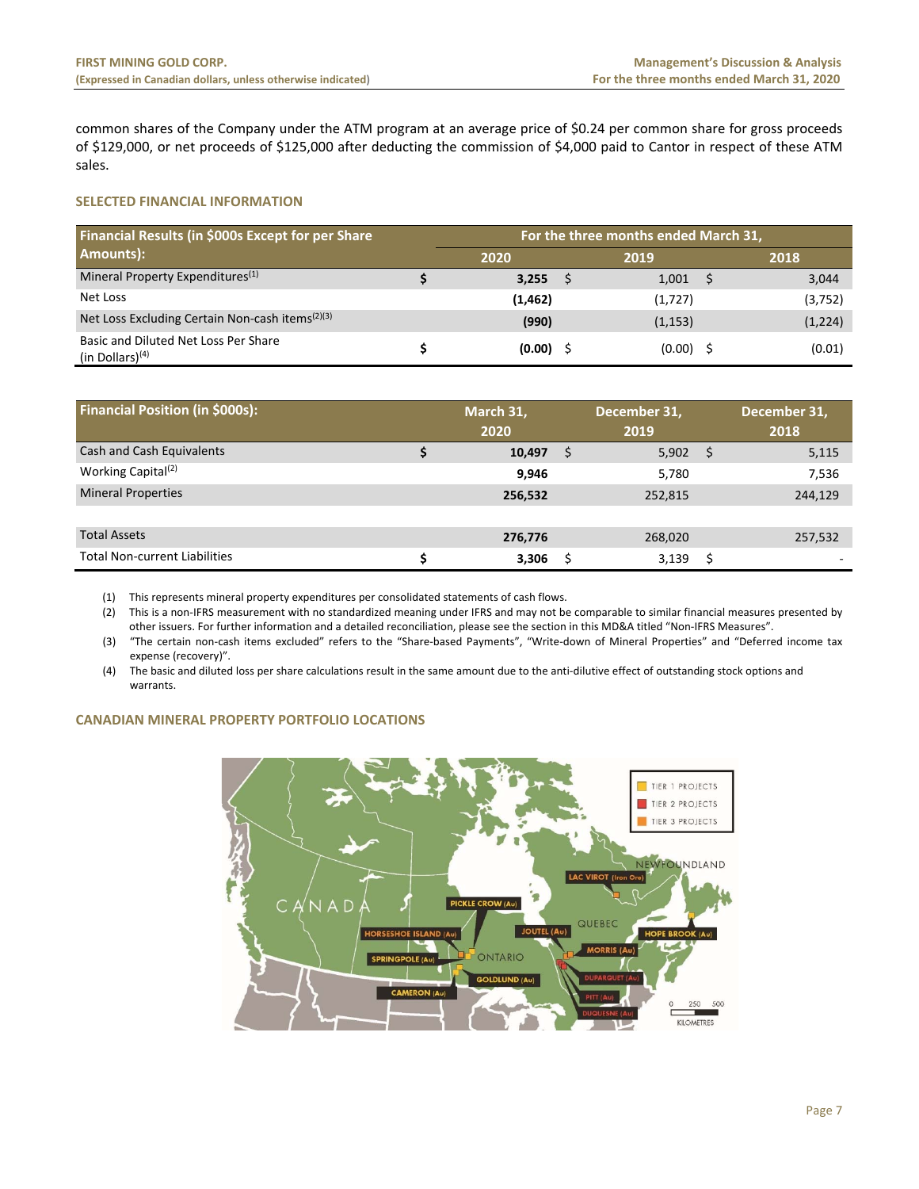common shares of the Company under the ATM program at an average price of $0.24 per common share for gross proceeds of $129,000, or net proceeds of $125,000 after deducting the commission of $4,000 paid to Cantor in respect of these ATM sales.

## SELECTED FINANCIAL INFORMATION

| Financial Results (in $000s Except for per Share Amounts): | For the three months ended March 31, 2020 | 2019 | 2018 |
|---|---|---|---|
| Mineral Property Expenditures[1] | $ **3,255** | $ 1,001 | $ 3,044 |
| Net Loss | **(1,462)** | (1,727) | (3,752) |
| Net Loss Excluding Certain Non-cash items[2][3] | **(990)** | (1,153) | (1,224) |
| Basic and Diluted Net Loss Per Share (in Dollars)[4] | $ **(0.00)** | $ (0.00) | $ (0.01) |

| Financial Position (in $000s): | March 31, 2020 | December 31, 2019 | December 31, 2018 |
|---|---|---|---|
| Cash and Cash Equivalents | $ **10,497** | $ 5,902 | $ 5,115 |
| Working Capital[2] | **9,946** | 5,780 | 7,536 |
| Mineral Properties | **256,532** | 252,815 | 244,129 |
| Total Assets | **276,776** | 268,020 | 257,532 |
| Total Non-current Liabilities | $ **3,306** | $ 3,139 | $ - |

(1) This represents mineral property expenditures per consolidated statements of cash flows.

(2) This is a non-IFRS measurement with no standardized meaning under IFRS and may not be comparable to similar financial measures presented by other issuers. For further information and a detailed reconciliation, please see the section in this MD&A titled "Non-IFRS Measures".

(3) "The certain non-cash items excluded" refers to the "Share-based Payments", "Write-down of Mineral Properties" and "Deferred income tax expense (recovery)".

(4) The basic and diluted loss per share calculations result in the same amount due to the anti-dilutive effect of outstanding stock options and warrants.

## CANADIAN MINERAL PROPERTY PORTFOLIO LOCATIONS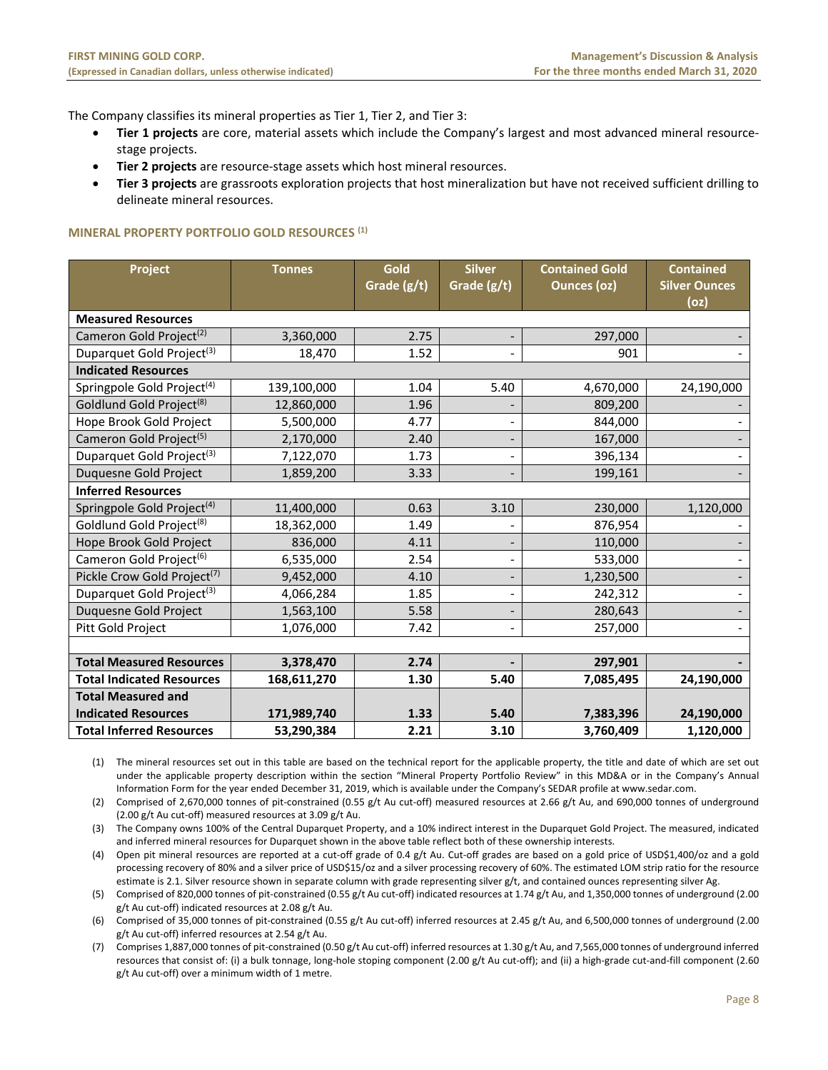The Company classifies its mineral properties as Tier 1, Tier 2, and Tier 3:

- **Tier 1 projects** are core, material assets which include the Company's largest and most advanced mineral resource-stage projects.
- **Tier 2 projects** are resource-stage assets which host mineral resources.
- **Tier 3 projects** are grassroots exploration projects that host mineralization but have not received sufficient drilling to delineate mineral resources.

### MINERAL PROPERTY PORTFOLIO GOLD RESOURCES [1]

| Project | Tonnes | Gold Grade (g/t) | Silver Grade (g/t) | Contained Gold Ounces (oz) | Contained Silver Ounces (oz) |
|---|---|---|---|---|---|
| **Measured Resources** | | | | | |
| Cameron Gold Project[2] | 3,360,000 | 2.75 | - | 297,000 | - |
| Duparquet Gold Project[3] | 18,470 | 1.52 | - | 901 | - |
| **Indicated Resources** | | | | | |
| Springpole Gold Project[4] | 139,100,000 | 1.04 | 5.40 | 4,670,000 | 24,190,000 |
| Goldlund Gold Project[8] | 12,860,000 | 1.96 | - | 809,200 | - |
| Hope Brook Gold Project | 5,500,000 | 4.77 | - | 844,000 | - |
| Cameron Gold Project[5] | 2,170,000 | 2.40 | - | 167,000 | - |
| Duparquet Gold Project[3] | 7,122,070 | 1.73 | - | 396,134 | - |
| Duquesne Gold Project | 1,859,200 | 3.33 | - | 199,161 | - |
| **Inferred Resources** | | | | | |
| Springpole Gold Project[4] | 11,400,000 | 0.63 | 3.10 | 230,000 | 1,120,000 |
| Goldlund Gold Project[8] | 18,362,000 | 1.49 | - | 876,954 | - |
| Hope Brook Gold Project | 836,000 | 4.11 | - | 110,000 | - |
| Cameron Gold Project[6] | 6,535,000 | 2.54 | - | 533,000 | - |
| Pickle Crow Gold Project[7] | 9,452,000 | 4.10 | - | 1,230,500 | - |
| Duparquet Gold Project[3] | 4,066,284 | 1.85 | - | 242,312 | - |
| Duquesne Gold Project | 1,563,100 | 5.58 | - | 280,643 | - |
| Pitt Gold Project | 1,076,000 | 7.42 | - | 257,000 | - |
| | | | | | |
| **Total Measured Resources** | **3,378,470** | **2.74** | **-** | **297,901** | **-** |
| **Total Indicated Resources** | **168,611,270** | **1.30** | **5.40** | **7,085,495** | **24,190,000** |
| **Total Measured and Indicated Resources** | **171,989,740** | **1.33** | **5.40** | **7,383,396** | **24,190,000** |
| **Total Inferred Resources** | **53,290,384** | **2.21** | **3.10** | **3,760,409** | **1,120,000** |

(1) The mineral resources set out in this table are based on the technical report for the applicable property, the title and date of which are set out under the applicable property description within the section "Mineral Property Portfolio Review" in this MD&A or in the Company's Annual Information Form for the year ended December 31, 2019, which is available under the Company's SEDAR profile at www.sedar.com.

(2) Comprised of 2,670,000 tonnes of pit-constrained (0.55 g/t Au cut-off) measured resources at 2.66 g/t Au, and 690,000 tonnes of underground (2.00 g/t Au cut-off) measured resources at 3.09 g/t Au.

(3) The Company owns 100% of the Central Duparquet Property, and a 10% indirect interest in the Duparquet Gold Project. The measured, indicated and inferred mineral resources for Duparquet shown in the above table reflect both of these ownership interests.

(4) Open pit mineral resources are reported at a cut-off grade of 0.4 g/t Au. Cut-off grades are based on a gold price of USD$1,400/oz and a gold processing recovery of 80% and a silver price of USD$15/oz and a silver processing recovery of 60%. The estimated LOM strip ratio for the resource estimate is 2.1. Silver resource shown in separate column with grade representing silver g/t, and contained ounces representing silver Ag.

(5) Comprised of 820,000 tonnes of pit-constrained (0.55 g/t Au cut-off) indicated resources at 1.74 g/t Au, and 1,350,000 tonnes of underground (2.00 g/t Au cut-off) indicated resources at 2.08 g/t Au.

(6) Comprised of 35,000 tonnes of pit-constrained (0.55 g/t Au cut-off) inferred resources at 2.45 g/t Au, and 6,500,000 tonnes of underground (2.00 g/t Au cut-off) inferred resources at 2.54 g/t Au.

(7) Comprises 1,887,000 tonnes of pit-constrained (0.50 g/t Au cut-off) inferred resources at 1.30 g/t Au, and 7,565,000 tonnes of underground inferred resources that consist of: (i) a bulk tonnage, long-hole stoping component (2.00 g/t Au cut-off); and (ii) a high-grade cut-and-fill component (2.60 g/t Au cut-off) over a minimum width of 1 metre.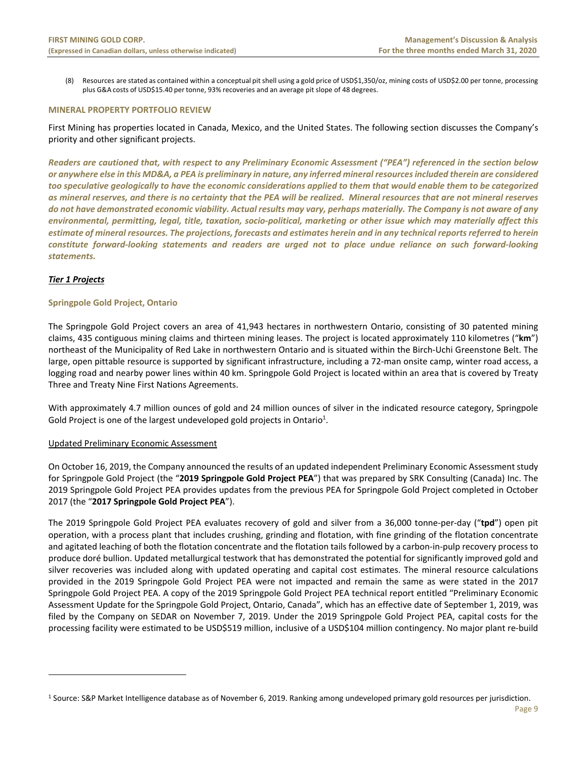(8) Resources are stated as contained within a conceptual pit shell using a gold price of USD$1,350/oz, mining costs of USD$2.00 per tonne, processing plus G&A costs of USD$15.40 per tonne, 93% recoveries and an average pit slope of 48 degrees.

## MINERAL PROPERTY PORTFOLIO REVIEW

First Mining has properties located in Canada, Mexico, and the United States. The following section discusses the Company's priority and other significant projects.

***Readers are cautioned that, with respect to any Preliminary Economic Assessment ("PEA") referenced in the section below or anywhere else in this MD&A, a PEA is preliminary in nature, any inferred mineral resources included therein are considered too speculative geologically to have the economic considerations applied to them that would enable them to be categorized as mineral reserves, and there is no certainty that the PEA will be realized. Mineral resources that are not mineral reserves do not have demonstrated economic viability. Actual results may vary, perhaps materially. The Company is not aware of any environmental, permitting, legal, title, taxation, socio-political, marketing or other issue which may materially affect this estimate of mineral resources. The projections, forecasts and estimates herein and in any technical reports referred to herein constitute forward-looking statements and readers are urged not to place undue reliance on such forward-looking statements.***

### ***Tier 1 Projects***

### Springpole Gold Project, Ontario

The Springpole Gold Project covers an area of 41,943 hectares in northwestern Ontario, consisting of 30 patented mining claims, 435 contiguous mining claims and thirteen mining leases. The project is located approximately 110 kilometres ("**km**") northeast of the Municipality of Red Lake in northwestern Ontario and is situated within the Birch-Uchi Greenstone Belt. The large, open pittable resource is supported by significant infrastructure, including a 72-man onsite camp, winter road access, a logging road and nearby power lines within 40 km. Springpole Gold Project is located within an area that is covered by Treaty Three and Treaty Nine First Nations Agreements.

With approximately 4.7 million ounces of gold and 24 million ounces of silver in the indicated resource category, Springpole Gold Project is one of the largest undeveloped gold projects in Ontario[1].

Updated Preliminary Economic Assessment

On October 16, 2019, the Company announced the results of an updated independent Preliminary Economic Assessment study for Springpole Gold Project (the "**2019 Springpole Gold Project PEA**") that was prepared by SRK Consulting (Canada) Inc. The 2019 Springpole Gold Project PEA provides updates from the previous PEA for Springpole Gold Project completed in October 2017 (the "**2017 Springpole Gold Project PEA**").

The 2019 Springpole Gold Project PEA evaluates recovery of gold and silver from a 36,000 tonne-per-day ("**tpd**") open pit operation, with a process plant that includes crushing, grinding and flotation, with fine grinding of the flotation concentrate and agitated leaching of both the flotation concentrate and the flotation tails followed by a carbon-in-pulp recovery process to produce doré bullion. Updated metallurgical testwork that has demonstrated the potential for significantly improved gold and silver recoveries was included along with updated operating and capital cost estimates. The mineral resource calculations provided in the 2019 Springpole Gold Project PEA were not impacted and remain the same as were stated in the 2017 Springpole Gold Project PEA. A copy of the 2019 Springpole Gold Project PEA technical report entitled "Preliminary Economic Assessment Update for the Springpole Gold Project, Ontario, Canada", which has an effective date of September 1, 2019, was filed by the Company on SEDAR on November 7, 2019. Under the 2019 Springpole Gold Project PEA, capital costs for the processing facility were estimated to be USD$519 million, inclusive of a USD$104 million contingency. No major plant re-build

[1] Source: S&P Market Intelligence database as of November 6, 2019. Ranking among undeveloped primary gold resources per jurisdiction.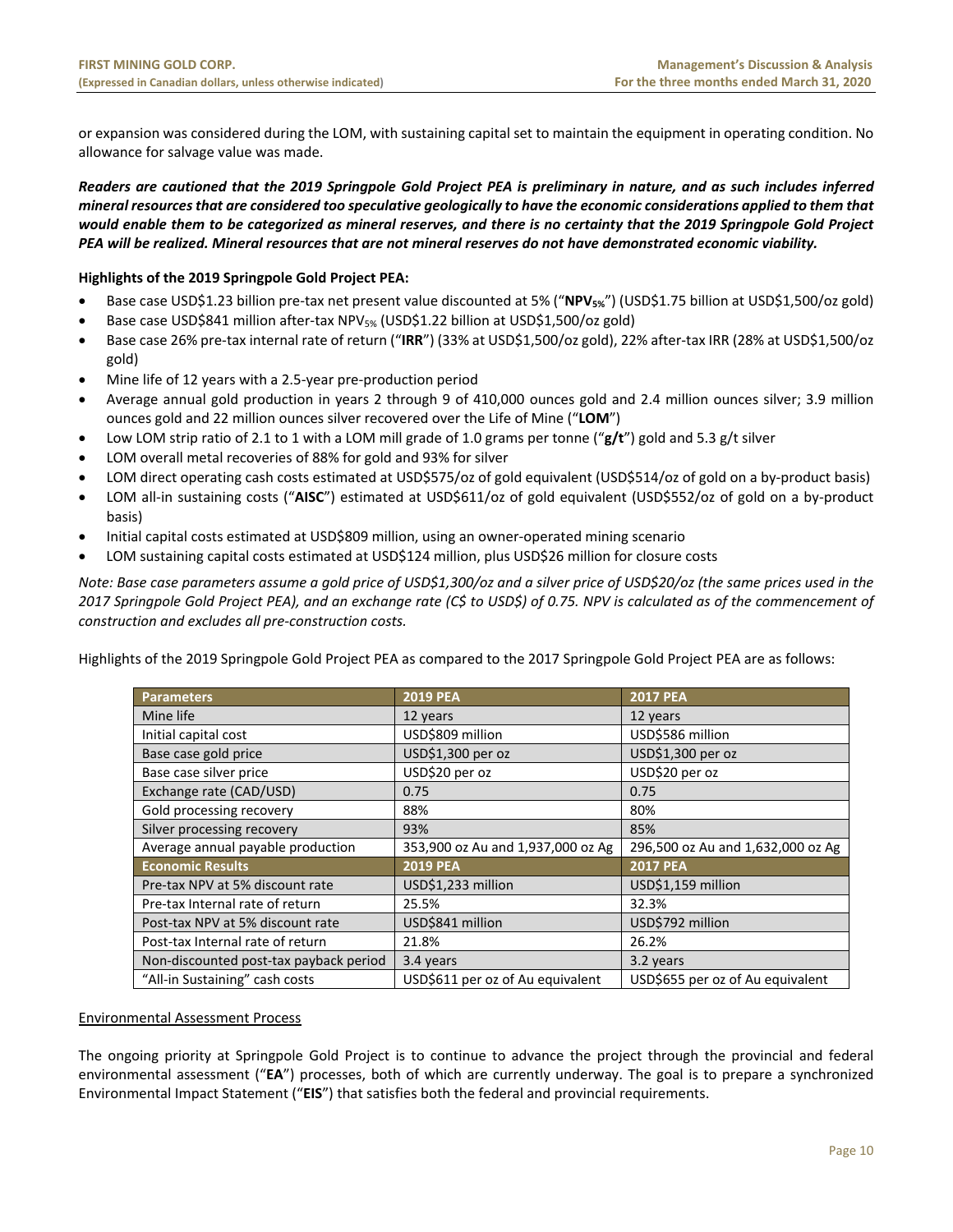or expansion was considered during the LOM, with sustaining capital set to maintain the equipment in operating condition. No allowance for salvage value was made.

***Readers are cautioned that the 2019 Springpole Gold Project PEA is preliminary in nature, and as such includes inferred mineral resources that are considered too speculative geologically to have the economic considerations applied to them that would enable them to be categorized as mineral reserves, and there is no certainty that the 2019 Springpole Gold Project PEA will be realized. Mineral resources that are not mineral reserves do not have demonstrated economic viability.***

**Highlights of the 2019 Springpole Gold Project PEA:**

- Base case USD$1.23 billion pre-tax net present value discounted at 5% ("**$NPV_{5\%}$**") (USD$1.75 billion at USD$1,500/oz gold)
- Base case USD$841 million after-tax $NPV_{5\%}$ (USD$1.22 billion at USD$1,500/oz gold)
- Base case 26% pre-tax internal rate of return ("**IRR**") (33% at USD$1,500/oz gold), 22% after-tax IRR (28% at USD$1,500/oz gold)
- Mine life of 12 years with a 2.5-year pre-production period
- Average annual gold production in years 2 through 9 of 410,000 ounces gold and 2.4 million ounces silver; 3.9 million ounces gold and 22 million ounces silver recovered over the Life of Mine ("**LOM**")
- Low LOM strip ratio of 2.1 to 1 with a LOM mill grade of 1.0 grams per tonne ("**g/t**") gold and 5.3 g/t silver
- LOM overall metal recoveries of 88% for gold and 93% for silver
- LOM direct operating cash costs estimated at USD$575/oz of gold equivalent (USD$514/oz of gold on a by-product basis)
- LOM all-in sustaining costs ("**AISC**") estimated at USD$611/oz of gold equivalent (USD$552/oz of gold on a by-product basis)
- Initial capital costs estimated at USD$809 million, using an owner-operated mining scenario
- LOM sustaining capital costs estimated at USD$124 million, plus USD$26 million for closure costs

*Note: Base case parameters assume a gold price of USD$1,300/oz and a silver price of USD$20/oz (the same prices used in the 2017 Springpole Gold Project PEA), and an exchange rate (C$ to USD$) of 0.75. NPV is calculated as of the commencement of construction and excludes all pre-construction costs.*

Highlights of the 2019 Springpole Gold Project PEA as compared to the 2017 Springpole Gold Project PEA are as follows:

| Parameters | 2019 PEA | 2017 PEA |
|---|---|---|
| Mine life | 12 years | 12 years |
| Initial capital cost | USD$809 million | USD$586 million |
| Base case gold price | USD$1,300 per oz | USD$1,300 per oz |
| Base case silver price | USD$20 per oz | USD$20 per oz |
| Exchange rate (CAD/USD) | 0.75 | 0.75 |
| Gold processing recovery | 88% | 80% |
| Silver processing recovery | 93% | 85% |
| Average annual payable production | 353,900 oz Au and 1,937,000 oz Ag | 296,500 oz Au and 1,632,000 oz Ag |
| **Economic Results** | **2019 PEA** | **2017 PEA** |
| Pre-tax NPV at 5% discount rate | USD$1,233 million | USD$1,159 million |
| Pre-tax Internal rate of return | 25.5% | 32.3% |
| Post-tax NPV at 5% discount rate | USD$841 million | USD$792 million |
| Post-tax Internal rate of return | 21.8% | 26.2% |
| Non-discounted post-tax payback period | 3.4 years | 3.2 years |
| "All-in Sustaining" cash costs | USD$611 per oz of Au equivalent | USD$655 per oz of Au equivalent |

<u>Environmental Assessment Process</u>

The ongoing priority at Springpole Gold Project is to continue to advance the project through the provincial and federal environmental assessment ("**EA**") processes, both of which are currently underway. The goal is to prepare a synchronized Environmental Impact Statement ("**EIS**") that satisfies both the federal and provincial requirements.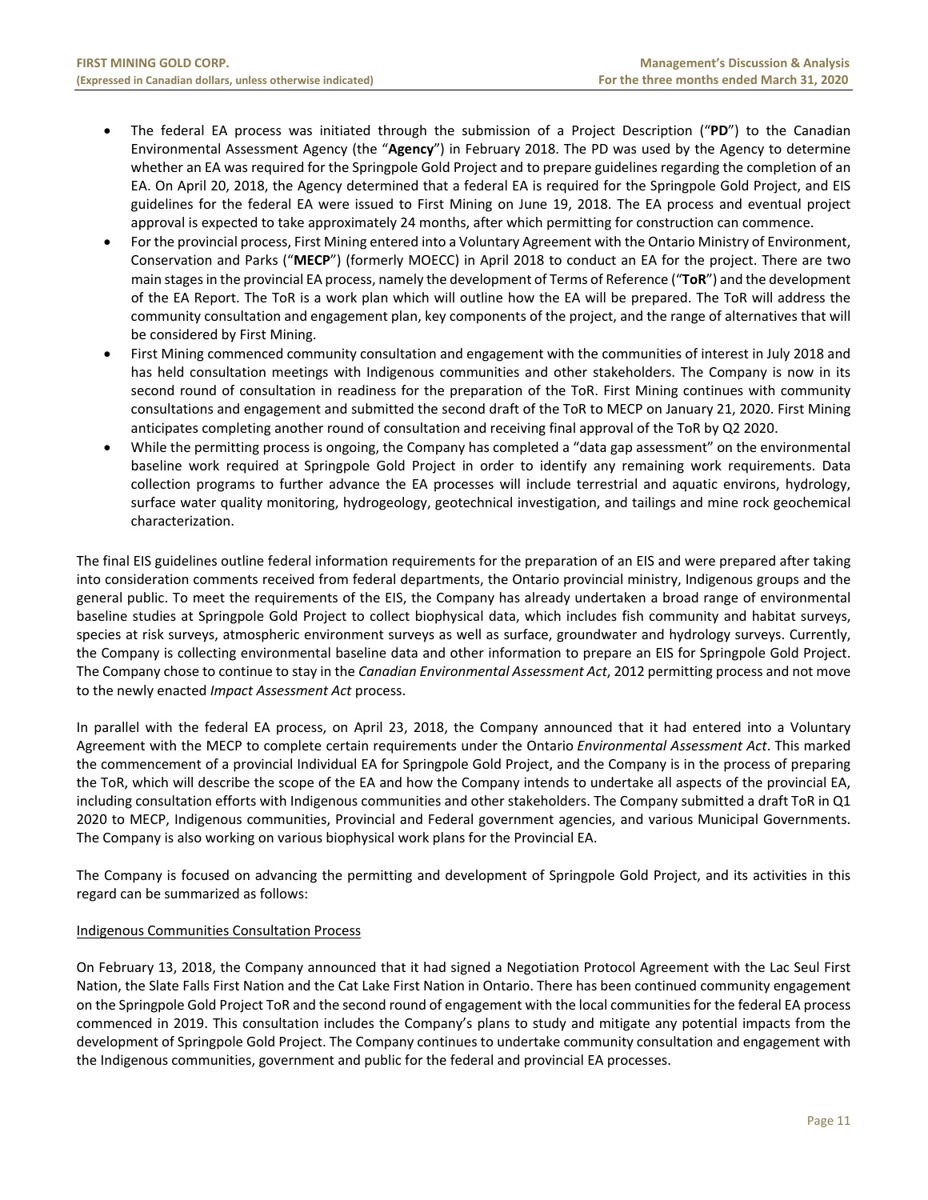- The federal EA process was initiated through the submission of a Project Description ("**PD**") to the Canadian Environmental Assessment Agency (the "**Agency**") in February 2018. The PD was used by the Agency to determine whether an EA was required for the Springpole Gold Project and to prepare guidelines regarding the completion of an EA. On April 20, 2018, the Agency determined that a federal EA is required for the Springpole Gold Project, and EIS guidelines for the federal EA were issued to First Mining on June 19, 2018. The EA process and eventual project approval is expected to take approximately 24 months, after which permitting for construction can commence.
- For the provincial process, First Mining entered into a Voluntary Agreement with the Ontario Ministry of Environment, Conservation and Parks ("**MECP**") (formerly MOECC) in April 2018 to conduct an EA for the project. There are two main stages in the provincial EA process, namely the development of Terms of Reference ("**ToR**") and the development of the EA Report. The ToR is a work plan which will outline how the EA will be prepared. The ToR will address the community consultation and engagement plan, key components of the project, and the range of alternatives that will be considered by First Mining.
- First Mining commenced community consultation and engagement with the communities of interest in July 2018 and has held consultation meetings with Indigenous communities and other stakeholders. The Company is now in its second round of consultation in readiness for the preparation of the ToR. First Mining continues with community consultations and engagement and submitted the second draft of the ToR to MECP on January 21, 2020. First Mining anticipates completing another round of consultation and receiving final approval of the ToR by Q2 2020.
- While the permitting process is ongoing, the Company has completed a "data gap assessment" on the environmental baseline work required at Springpole Gold Project in order to identify any remaining work requirements. Data collection programs to further advance the EA processes will include terrestrial and aquatic environs, hydrology, surface water quality monitoring, hydrogeology, geotechnical investigation, and tailings and mine rock geochemical characterization.

The final EIS guidelines outline federal information requirements for the preparation of an EIS and were prepared after taking into consideration comments received from federal departments, the Ontario provincial ministry, Indigenous groups and the general public. To meet the requirements of the EIS, the Company has already undertaken a broad range of environmental baseline studies at Springpole Gold Project to collect biophysical data, which includes fish community and habitat surveys, species at risk surveys, atmospheric environment surveys as well as surface, groundwater and hydrology surveys. Currently, the Company is collecting environmental baseline data and other information to prepare an EIS for Springpole Gold Project. The Company chose to continue to stay in the *Canadian Environmental Assessment Act*, 2012 permitting process and not move to the newly enacted *Impact Assessment Act* process.

In parallel with the federal EA process, on April 23, 2018, the Company announced that it had entered into a Voluntary Agreement with the MECP to complete certain requirements under the Ontario *Environmental Assessment Act*. This marked the commencement of a provincial Individual EA for Springpole Gold Project, and the Company is in the process of preparing the ToR, which will describe the scope of the EA and how the Company intends to undertake all aspects of the provincial EA, including consultation efforts with Indigenous communities and other stakeholders. The Company submitted a draft ToR in Q1 2020 to MECP, Indigenous communities, Provincial and Federal government agencies, and various Municipal Governments. The Company is also working on various biophysical work plans for the Provincial EA.

The Company is focused on advancing the permitting and development of Springpole Gold Project, and its activities in this regard can be summarized as follows:

<u>Indigenous Communities Consultation Process</u>

On February 13, 2018, the Company announced that it had signed a Negotiation Protocol Agreement with the Lac Seul First Nation, the Slate Falls First Nation and the Cat Lake First Nation in Ontario. There has been continued community engagement on the Springpole Gold Project ToR and the second round of engagement with the local communities for the federal EA process commenced in 2019. This consultation includes the Company's plans to study and mitigate any potential impacts from the development of Springpole Gold Project. The Company continues to undertake community consultation and engagement with the Indigenous communities, government and public for the federal and provincial EA processes.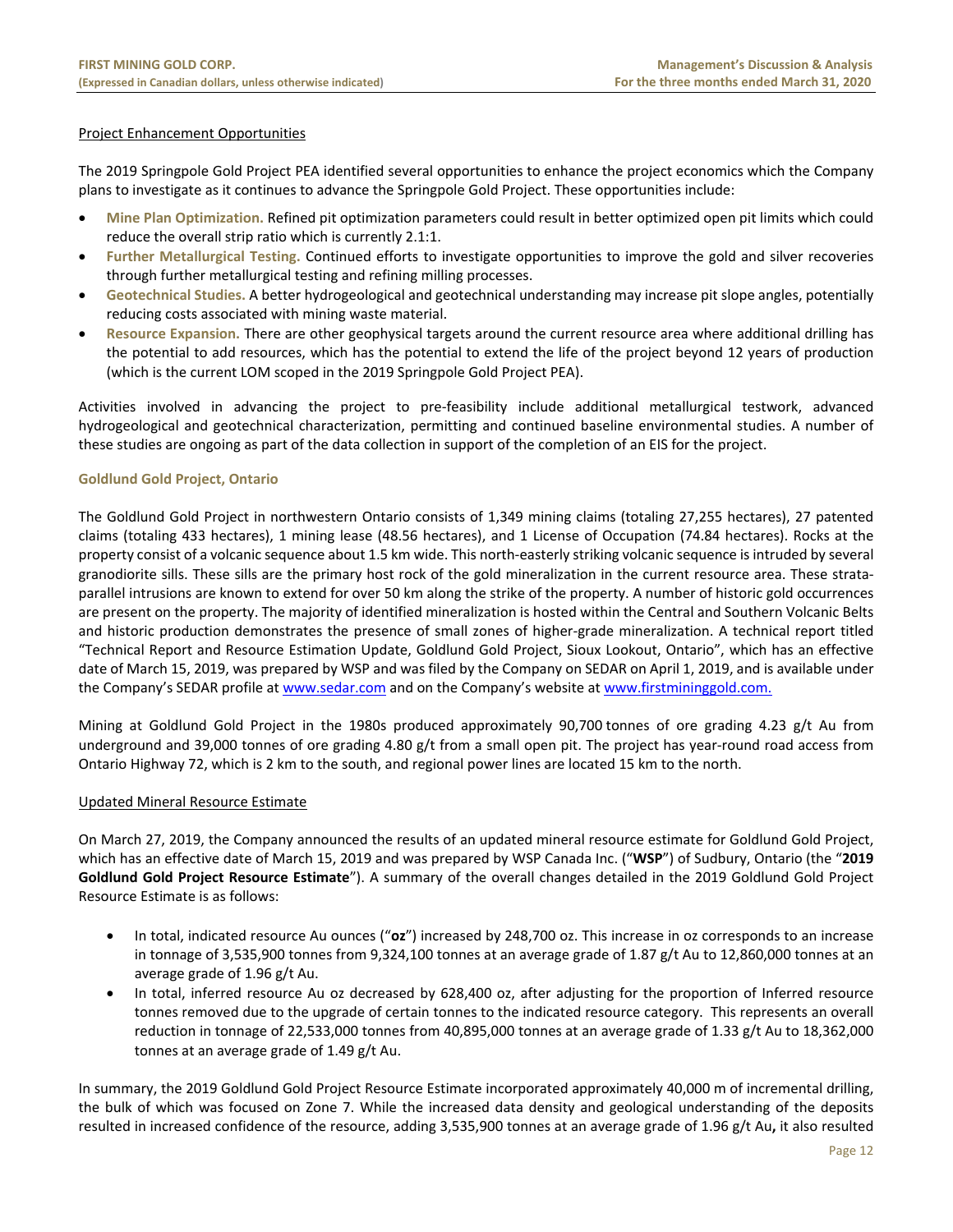Project Enhancement Opportunities

The 2019 Springpole Gold Project PEA identified several opportunities to enhance the project economics which the Company plans to investigate as it continues to advance the Springpole Gold Project. These opportunities include:

- **Mine Plan Optimization.** Refined pit optimization parameters could result in better optimized open pit limits which could reduce the overall strip ratio which is currently 2.1:1.
- **Further Metallurgical Testing.** Continued efforts to investigate opportunities to improve the gold and silver recoveries through further metallurgical testing and refining milling processes.
- **Geotechnical Studies.** A better hydrogeological and geotechnical understanding may increase pit slope angles, potentially reducing costs associated with mining waste material.
- **Resource Expansion.** There are other geophysical targets around the current resource area where additional drilling has the potential to add resources, which has the potential to extend the life of the project beyond 12 years of production (which is the current LOM scoped in the 2019 Springpole Gold Project PEA).

Activities involved in advancing the project to pre-feasibility include additional metallurgical testwork, advanced hydrogeological and geotechnical characterization, permitting and continued baseline environmental studies. A number of these studies are ongoing as part of the data collection in support of the completion of an EIS for the project.

### Goldlund Gold Project, Ontario

The Goldlund Gold Project in northwestern Ontario consists of 1,349 mining claims (totaling 27,255 hectares), 27 patented claims (totaling 433 hectares), 1 mining lease (48.56 hectares), and 1 License of Occupation (74.84 hectares). Rocks at the property consist of a volcanic sequence about 1.5 km wide. This north-easterly striking volcanic sequence is intruded by several granodiorite sills. These sills are the primary host rock of the gold mineralization in the current resource area. These strata-parallel intrusions are known to extend for over 50 km along the strike of the property. A number of historic gold occurrences are present on the property. The majority of identified mineralization is hosted within the Central and Southern Volcanic Belts and historic production demonstrates the presence of small zones of higher-grade mineralization. A technical report titled "Technical Report and Resource Estimation Update, Goldlund Gold Project, Sioux Lookout, Ontario", which has an effective date of March 15, 2019, was prepared by WSP and was filed by the Company on SEDAR on April 1, 2019, and is available under the Company's SEDAR profile at www.sedar.com and on the Company's website at www.firstmininggold.com.

Mining at Goldlund Gold Project in the 1980s produced approximately 90,700 tonnes of ore grading 4.23 g/t Au from underground and 39,000 tonnes of ore grading 4.80 g/t from a small open pit. The project has year-round road access from Ontario Highway 72, which is 2 km to the south, and regional power lines are located 15 km to the north.

Updated Mineral Resource Estimate

On March 27, 2019, the Company announced the results of an updated mineral resource estimate for Goldlund Gold Project, which has an effective date of March 15, 2019 and was prepared by WSP Canada Inc. ("**WSP**") of Sudbury, Ontario (the "**2019 Goldlund Gold Project Resource Estimate**"). A summary of the overall changes detailed in the 2019 Goldlund Gold Project Resource Estimate is as follows:

- In total, indicated resource Au ounces ("**oz**") increased by 248,700 oz. This increase in oz corresponds to an increase in tonnage of 3,535,900 tonnes from 9,324,100 tonnes at an average grade of 1.87 g/t Au to 12,860,000 tonnes at an average grade of 1.96 g/t Au.
- In total, inferred resource Au oz decreased by 628,400 oz, after adjusting for the proportion of Inferred resource tonnes removed due to the upgrade of certain tonnes to the indicated resource category. This represents an overall reduction in tonnage of 22,533,000 tonnes from 40,895,000 tonnes at an average grade of 1.33 g/t Au to 18,362,000 tonnes at an average grade of 1.49 g/t Au.

In summary, the 2019 Goldlund Gold Project Resource Estimate incorporated approximately 40,000 m of incremental drilling, the bulk of which was focused on Zone 7. While the increased data density and geological understanding of the deposits resulted in increased confidence of the resource, adding 3,535,900 tonnes at an average grade of 1.96 g/t Au**,** it also resulted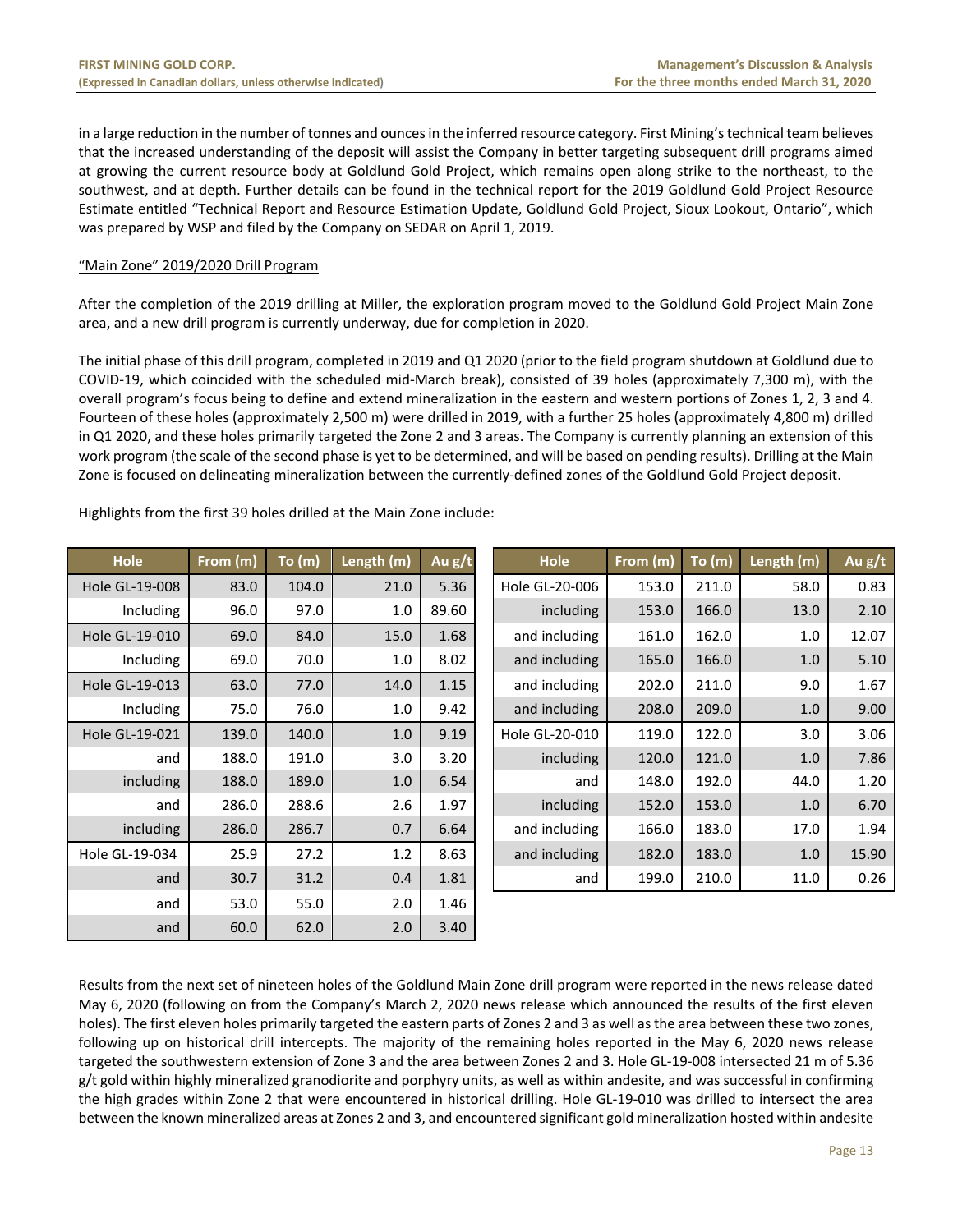in a large reduction in the number of tonnes and ounces in the inferred resource category. First Mining's technical team believes that the increased understanding of the deposit will assist the Company in better targeting subsequent drill programs aimed at growing the current resource body at Goldlund Gold Project, which remains open along strike to the northeast, to the southwest, and at depth. Further details can be found in the technical report for the 2019 Goldlund Gold Project Resource Estimate entitled "Technical Report and Resource Estimation Update, Goldlund Gold Project, Sioux Lookout, Ontario", which was prepared by WSP and filed by the Company on SEDAR on April 1, 2019.

"Main Zone" 2019/2020 Drill Program

After the completion of the 2019 drilling at Miller, the exploration program moved to the Goldlund Gold Project Main Zone area, and a new drill program is currently underway, due for completion in 2020.

The initial phase of this drill program, completed in 2019 and Q1 2020 (prior to the field program shutdown at Goldlund due to COVID-19, which coincided with the scheduled mid-March break), consisted of 39 holes (approximately 7,300 m), with the overall program's focus being to define and extend mineralization in the eastern and western portions of Zones 1, 2, 3 and 4. Fourteen of these holes (approximately 2,500 m) were drilled in 2019, with a further 25 holes (approximately 4,800 m) drilled in Q1 2020, and these holes primarily targeted the Zone 2 and 3 areas. The Company is currently planning an extension of this work program (the scale of the second phase is yet to be determined, and will be based on pending results). Drilling at the Main Zone is focused on delineating mineralization between the currently-defined zones of the Goldlund Gold Project deposit.

Highlights from the first 39 holes drilled at the Main Zone include:

| Hole | From (m) | To (m) | Length (m) | Au g/t |
|---|---|---|---|---|
| Hole GL-19-008 | 83.0 | 104.0 | 21.0 | 5.36 |
| Including | 96.0 | 97.0 | 1.0 | 89.60 |
| Hole GL-19-010 | 69.0 | 84.0 | 15.0 | 1.68 |
| Including | 69.0 | 70.0 | 1.0 | 8.02 |
| Hole GL-19-013 | 63.0 | 77.0 | 14.0 | 1.15 |
| Including | 75.0 | 76.0 | 1.0 | 9.42 |
| Hole GL-19-021 | 139.0 | 140.0 | 1.0 | 9.19 |
| and | 188.0 | 191.0 | 3.0 | 3.20 |
| including | 188.0 | 189.0 | 1.0 | 6.54 |
| and | 286.0 | 288.6 | 2.6 | 1.97 |
| including | 286.0 | 286.7 | 0.7 | 6.64 |
| Hole GL-19-034 | 25.9 | 27.2 | 1.2 | 8.63 |
| and | 30.7 | 31.2 | 0.4 | 1.81 |
| and | 53.0 | 55.0 | 2.0 | 1.46 |
| and | 60.0 | 62.0 | 2.0 | 3.40 |

| Hole | From (m) | To (m) | Length (m) | Au g/t |
|---|---|---|---|---|
| Hole GL-20-006 | 153.0 | 211.0 | 58.0 | 0.83 |
| including | 153.0 | 166.0 | 13.0 | 2.10 |
| and including | 161.0 | 162.0 | 1.0 | 12.07 |
| and including | 165.0 | 166.0 | 1.0 | 5.10 |
| and including | 202.0 | 211.0 | 9.0 | 1.67 |
| and including | 208.0 | 209.0 | 1.0 | 9.00 |
| Hole GL-20-010 | 119.0 | 122.0 | 3.0 | 3.06 |
| including | 120.0 | 121.0 | 1.0 | 7.86 |
| and | 148.0 | 192.0 | 44.0 | 1.20 |
| including | 152.0 | 153.0 | 1.0 | 6.70 |
| and including | 166.0 | 183.0 | 17.0 | 1.94 |
| and including | 182.0 | 183.0 | 1.0 | 15.90 |
| and | 199.0 | 210.0 | 11.0 | 0.26 |

Results from the next set of nineteen holes of the Goldlund Main Zone drill program were reported in the news release dated May 6, 2020 (following on from the Company's March 2, 2020 news release which announced the results of the first eleven holes). The first eleven holes primarily targeted the eastern parts of Zones 2 and 3 as well as the area between these two zones, following up on historical drill intercepts. The majority of the remaining holes reported in the May 6, 2020 news release targeted the southwestern extension of Zone 3 and the area between Zones 2 and 3. Hole GL-19-008 intersected 21 m of 5.36 g/t gold within highly mineralized granodiorite and porphyry units, as well as within andesite, and was successful in confirming the high grades within Zone 2 that were encountered in historical drilling. Hole GL-19-010 was drilled to intersect the area between the known mineralized areas at Zones 2 and 3, and encountered significant gold mineralization hosted within andesite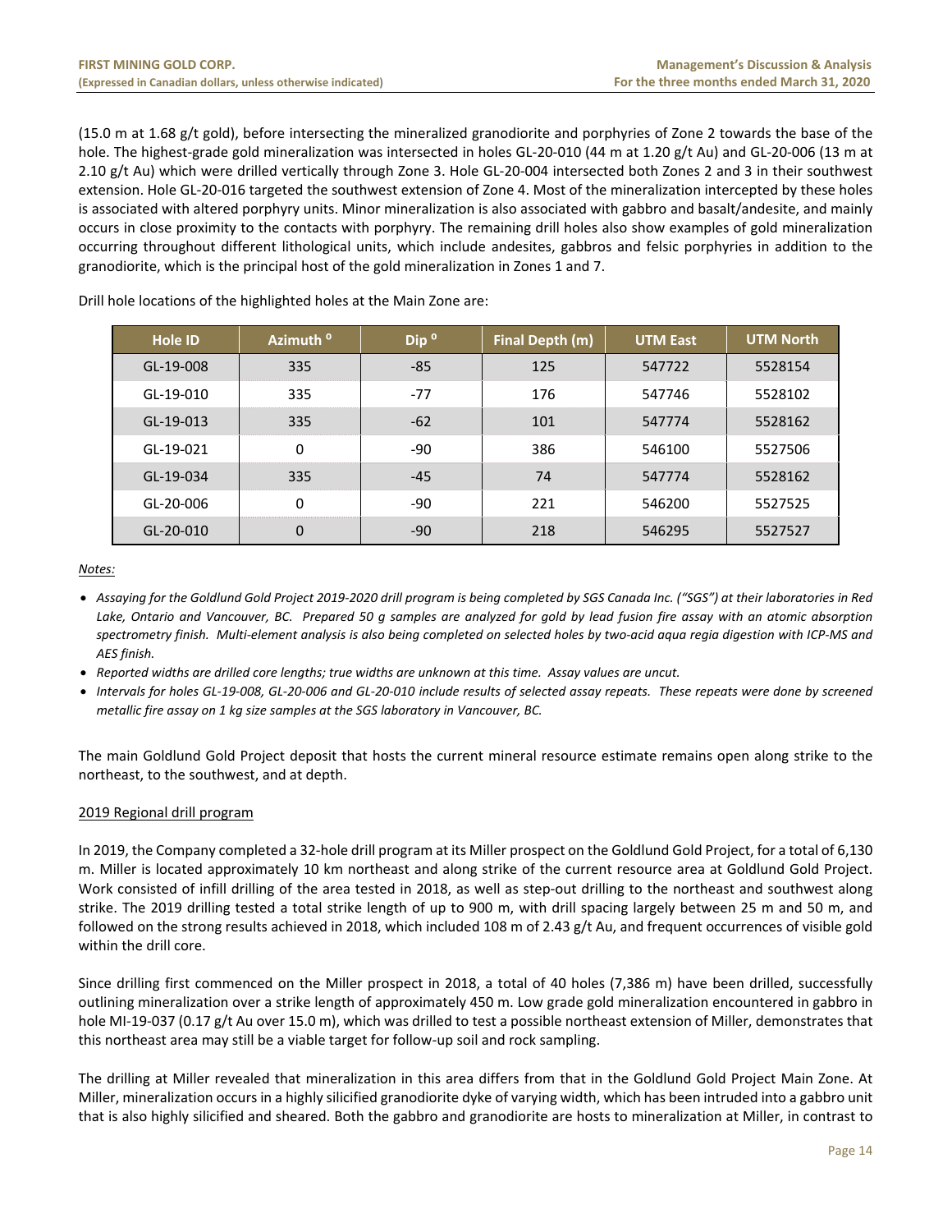(15.0 m at 1.68 g/t gold), before intersecting the mineralized granodiorite and porphyries of Zone 2 towards the base of the hole. The highest-grade gold mineralization was intersected in holes GL-20-010 (44 m at 1.20 g/t Au) and GL-20-006 (13 m at 2.10 g/t Au) which were drilled vertically through Zone 3. Hole GL-20-004 intersected both Zones 2 and 3 in their southwest extension. Hole GL-20-016 targeted the southwest extension of Zone 4. Most of the mineralization intercepted by these holes is associated with altered porphyry units. Minor mineralization is also associated with gabbro and basalt/andesite, and mainly occurs in close proximity to the contacts with porphyry. The remaining drill holes also show examples of gold mineralization occurring throughout different lithological units, which include andesites, gabbros and felsic porphyries in addition to the granodiorite, which is the principal host of the gold mineralization in Zones 1 and 7.

Drill hole locations of the highlighted holes at the Main Zone are:

| Hole ID | Azimuth ° | Dip ° | Final Depth (m) | UTM East | UTM North |
|---|---|---|---|---|---|
| GL-19-008 | 335 | -85 | 125 | 547722 | 5528154 |
| GL-19-010 | 335 | -77 | 176 | 547746 | 5528102 |
| GL-19-013 | 335 | -62 | 101 | 547774 | 5528162 |
| GL-19-021 | 0 | -90 | 386 | 546100 | 5527506 |
| GL-19-034 | 335 | -45 | 74 | 547774 | 5528162 |
| GL-20-006 | 0 | -90 | 221 | 546200 | 5527525 |
| GL-20-010 | 0 | -90 | 218 | 546295 | 5527527 |

*Notes:*

- *Assaying for the Goldlund Gold Project 2019-2020 drill program is being completed by SGS Canada Inc. ("SGS") at their laboratories in Red Lake, Ontario and Vancouver, BC. Prepared 50 g samples are analyzed for gold by lead fusion fire assay with an atomic absorption spectrometry finish. Multi-element analysis is also being completed on selected holes by two-acid aqua regia digestion with ICP-MS and AES finish.*
- *Reported widths are drilled core lengths; true widths are unknown at this time. Assay values are uncut.*
- *Intervals for holes GL-19-008, GL-20-006 and GL-20-010 include results of selected assay repeats. These repeats were done by screened metallic fire assay on 1 kg size samples at the SGS laboratory in Vancouver, BC.*

The main Goldlund Gold Project deposit that hosts the current mineral resource estimate remains open along strike to the northeast, to the southwest, and at depth.

## 2019 Regional drill program

In 2019, the Company completed a 32-hole drill program at its Miller prospect on the Goldlund Gold Project, for a total of 6,130 m. Miller is located approximately 10 km northeast and along strike of the current resource area at Goldlund Gold Project. Work consisted of infill drilling of the area tested in 2018, as well as step-out drilling to the northeast and southwest along strike. The 2019 drilling tested a total strike length of up to 900 m, with drill spacing largely between 25 m and 50 m, and followed on the strong results achieved in 2018, which included 108 m of 2.43 g/t Au, and frequent occurrences of visible gold within the drill core.

Since drilling first commenced on the Miller prospect in 2018, a total of 40 holes (7,386 m) have been drilled, successfully outlining mineralization over a strike length of approximately 450 m. Low grade gold mineralization encountered in gabbro in hole MI-19-037 (0.17 g/t Au over 15.0 m), which was drilled to test a possible northeast extension of Miller, demonstrates that this northeast area may still be a viable target for follow-up soil and rock sampling.

The drilling at Miller revealed that mineralization in this area differs from that in the Goldlund Gold Project Main Zone. At Miller, mineralization occurs in a highly silicified granodiorite dyke of varying width, which has been intruded into a gabbro unit that is also highly silicified and sheared. Both the gabbro and granodiorite are hosts to mineralization at Miller, in contrast to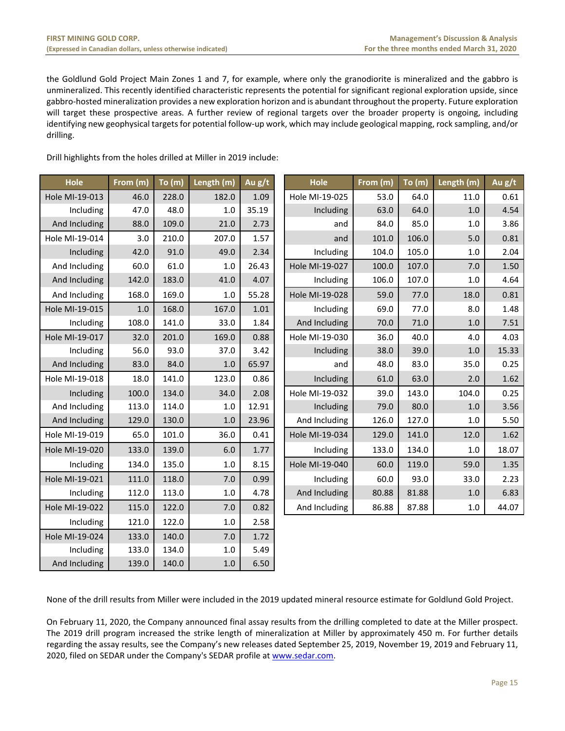the Goldlund Gold Project Main Zones 1 and 7, for example, where only the granodiorite is mineralized and the gabbro is unmineralized. This recently identified characteristic represents the potential for significant regional exploration upside, since gabbro-hosted mineralization provides a new exploration horizon and is abundant throughout the property. Future exploration will target these prospective areas. A further review of regional targets over the broader property is ongoing, including identifying new geophysical targets for potential follow-up work, which may include geological mapping, rock sampling, and/or drilling.

Drill highlights from the holes drilled at Miller in 2019 include:

| Hole | From (m) | To (m) | Length (m) | Au g/t |
|---|---|---|---|---|
| Hole MI-19-013 | 46.0 | 228.0 | 182.0 | 1.09 |
| Including | 47.0 | 48.0 | 1.0 | 35.19 |
| And Including | 88.0 | 109.0 | 21.0 | 2.73 |
| Hole MI-19-014 | 3.0 | 210.0 | 207.0 | 1.57 |
| Including | 42.0 | 91.0 | 49.0 | 2.34 |
| And Including | 60.0 | 61.0 | 1.0 | 26.43 |
| And Including | 142.0 | 183.0 | 41.0 | 4.07 |
| And Including | 168.0 | 169.0 | 1.0 | 55.28 |
| Hole MI-19-015 | 1.0 | 168.0 | 167.0 | 1.01 |
| Including | 108.0 | 141.0 | 33.0 | 1.84 |
| Hole MI-19-017 | 32.0 | 201.0 | 169.0 | 0.88 |
| Including | 56.0 | 93.0 | 37.0 | 3.42 |
| And Including | 83.0 | 84.0 | 1.0 | 65.97 |
| Hole MI-19-018 | 18.0 | 141.0 | 123.0 | 0.86 |
| Including | 100.0 | 134.0 | 34.0 | 2.08 |
| And Including | 113.0 | 114.0 | 1.0 | 12.91 |
| And Including | 129.0 | 130.0 | 1.0 | 23.96 |
| Hole MI-19-019 | 65.0 | 101.0 | 36.0 | 0.41 |
| Hole MI-19-020 | 133.0 | 139.0 | 6.0 | 1.77 |
| Including | 134.0 | 135.0 | 1.0 | 8.15 |
| Hole MI-19-021 | 111.0 | 118.0 | 7.0 | 0.99 |
| Including | 112.0 | 113.0 | 1.0 | 4.78 |
| Hole MI-19-022 | 115.0 | 122.0 | 7.0 | 0.82 |
| Including | 121.0 | 122.0 | 1.0 | 2.58 |
| Hole MI-19-024 | 133.0 | 140.0 | 7.0 | 1.72 |
| Including | 133.0 | 134.0 | 1.0 | 5.49 |
| And Including | 139.0 | 140.0 | 1.0 | 6.50 |
| Hole MI-19-025 | 53.0 | 64.0 | 11.0 | 0.61 |
| Including | 63.0 | 64.0 | 1.0 | 4.54 |
| and | 84.0 | 85.0 | 1.0 | 3.86 |
| and | 101.0 | 106.0 | 5.0 | 0.81 |
| Including | 104.0 | 105.0 | 1.0 | 2.04 |
| Hole MI-19-027 | 100.0 | 107.0 | 7.0 | 1.50 |
| Including | 106.0 | 107.0 | 1.0 | 4.64 |
| Hole MI-19-028 | 59.0 | 77.0 | 18.0 | 0.81 |
| Including | 69.0 | 77.0 | 8.0 | 1.48 |
| And Including | 70.0 | 71.0 | 1.0 | 7.51 |
| Hole MI-19-030 | 36.0 | 40.0 | 4.0 | 4.03 |
| Including | 38.0 | 39.0 | 1.0 | 15.33 |
| and | 48.0 | 83.0 | 35.0 | 0.25 |
| Including | 61.0 | 63.0 | 2.0 | 1.62 |
| Hole MI-19-032 | 39.0 | 143.0 | 104.0 | 0.25 |
| Including | 79.0 | 80.0 | 1.0 | 3.56 |
| And Including | 126.0 | 127.0 | 1.0 | 5.50 |
| Hole MI-19-034 | 129.0 | 141.0 | 12.0 | 1.62 |
| Including | 133.0 | 134.0 | 1.0 | 18.07 |
| Hole MI-19-040 | 60.0 | 119.0 | 59.0 | 1.35 |
| Including | 60.0 | 93.0 | 33.0 | 2.23 |
| And Including | 80.88 | 81.88 | 1.0 | 6.83 |
| And Including | 86.88 | 87.88 | 1.0 | 44.07 |

None of the drill results from Miller were included in the 2019 updated mineral resource estimate for Goldlund Gold Project.

On February 11, 2020, the Company announced final assay results from the drilling completed to date at the Miller prospect. The 2019 drill program increased the strike length of mineralization at Miller by approximately 450 m. For further details regarding the assay results, see the Company's new releases dated September 25, 2019, November 19, 2019 and February 11, 2020, filed on SEDAR under the Company's SEDAR profile at www.sedar.com.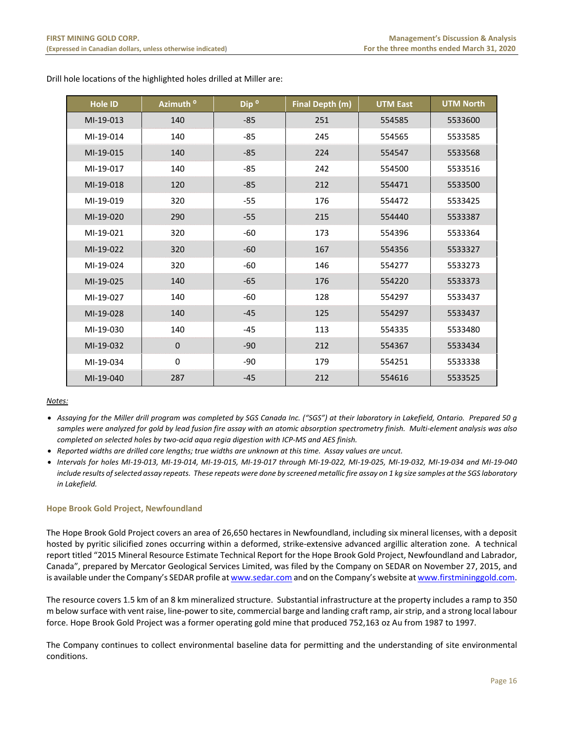Drill hole locations of the highlighted holes drilled at Miller are:

| Hole ID | Azimuth ° | Dip ° | Final Depth (m) | UTM East | UTM North |
|---|---|---|---|---|---|
| MI-19-013 | 140 | -85 | 251 | 554585 | 5533600 |
| MI-19-014 | 140 | -85 | 245 | 554565 | 5533585 |
| MI-19-015 | 140 | -85 | 224 | 554547 | 5533568 |
| MI-19-017 | 140 | -85 | 242 | 554500 | 5533516 |
| MI-19-018 | 120 | -85 | 212 | 554471 | 5533500 |
| MI-19-019 | 320 | -55 | 176 | 554472 | 5533425 |
| MI-19-020 | 290 | -55 | 215 | 554440 | 5533387 |
| MI-19-021 | 320 | -60 | 173 | 554396 | 5533364 |
| MI-19-022 | 320 | -60 | 167 | 554356 | 5533327 |
| MI-19-024 | 320 | -60 | 146 | 554277 | 5533273 |
| MI-19-025 | 140 | -65 | 176 | 554220 | 5533373 |
| MI-19-027 | 140 | -60 | 128 | 554297 | 5533437 |
| MI-19-028 | 140 | -45 | 125 | 554297 | 5533437 |
| MI-19-030 | 140 | -45 | 113 | 554335 | 5533480 |
| MI-19-032 | 0 | -90 | 212 | 554367 | 5533434 |
| MI-19-034 | 0 | -90 | 179 | 554251 | 5533338 |
| MI-19-040 | 287 | -45 | 212 | 554616 | 5533525 |

*Notes:*

- *Assaying for the Miller drill program was completed by SGS Canada Inc. ("SGS") at their laboratory in Lakefield, Ontario. Prepared 50 g samples were analyzed for gold by lead fusion fire assay with an atomic absorption spectrometry finish. Multi-element analysis was also completed on selected holes by two-acid aqua regia digestion with ICP-MS and AES finish.*
- *Reported widths are drilled core lengths; true widths are unknown at this time. Assay values are uncut.*
- *Intervals for holes MI-19-013, MI-19-014, MI-19-015, MI-19-017 through MI-19-022, MI-19-025, MI-19-032, MI-19-034 and MI-19-040 include results of selected assay repeats. These repeats were done by screened metallic fire assay on 1 kg size samples at the SGS laboratory in Lakefield.*

### Hope Brook Gold Project, Newfoundland

The Hope Brook Gold Project covers an area of 26,650 hectares in Newfoundland, including six mineral licenses, with a deposit hosted by pyritic silicified zones occurring within a deformed, strike-extensive advanced argillic alteration zone. A technical report titled "2015 Mineral Resource Estimate Technical Report for the Hope Brook Gold Project, Newfoundland and Labrador, Canada", prepared by Mercator Geological Services Limited, was filed by the Company on SEDAR on November 27, 2015, and is available under the Company's SEDAR profile at www.sedar.com and on the Company's website at www.firstmininggold.com.

The resource covers 1.5 km of an 8 km mineralized structure. Substantial infrastructure at the property includes a ramp to 350 m below surface with vent raise, line-power to site, commercial barge and landing craft ramp, air strip, and a strong local labour force. Hope Brook Gold Project was a former operating gold mine that produced 752,163 oz Au from 1987 to 1997.

The Company continues to collect environmental baseline data for permitting and the understanding of site environmental conditions.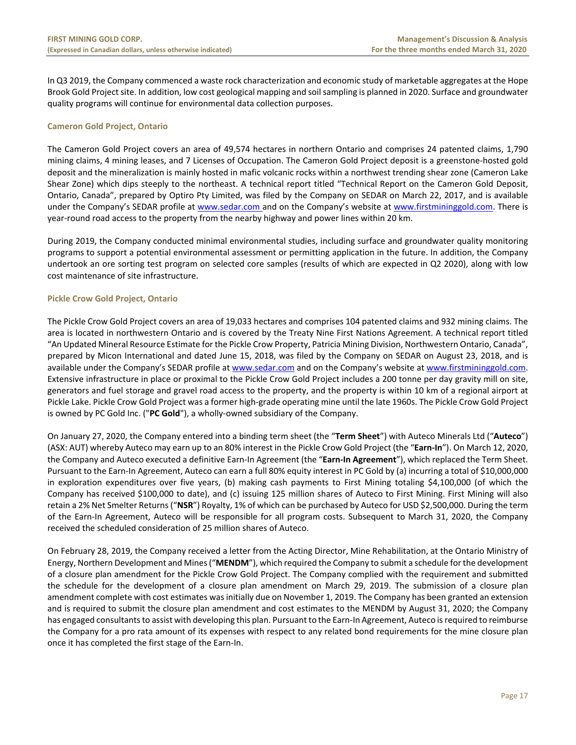In Q3 2019, the Company commenced a waste rock characterization and economic study of marketable aggregates at the Hope Brook Gold Project site. In addition, low cost geological mapping and soil sampling is planned in 2020. Surface and groundwater quality programs will continue for environmental data collection purposes.

### Cameron Gold Project, Ontario

The Cameron Gold Project covers an area of 49,574 hectares in northern Ontario and comprises 24 patented claims, 1,790 mining claims, 4 mining leases, and 7 Licenses of Occupation. The Cameron Gold Project deposit is a greenstone-hosted gold deposit and the mineralization is mainly hosted in mafic volcanic rocks within a northwest trending shear zone (Cameron Lake Shear Zone) which dips steeply to the northeast. A technical report titled "Technical Report on the Cameron Gold Deposit, Ontario, Canada", prepared by Optiro Pty Limited, was filed by the Company on SEDAR on March 22, 2017, and is available under the Company's SEDAR profile at www.sedar.com and on the Company's website at www.firstmininggold.com. There is year-round road access to the property from the nearby highway and power lines within 20 km.

During 2019, the Company conducted minimal environmental studies, including surface and groundwater quality monitoring programs to support a potential environmental assessment or permitting application in the future. In addition, the Company undertook an ore sorting test program on selected core samples (results of which are expected in Q2 2020), along with low cost maintenance of site infrastructure.

### Pickle Crow Gold Project, Ontario

The Pickle Crow Gold Project covers an area of 19,033 hectares and comprises 104 patented claims and 932 mining claims. The area is located in northwestern Ontario and is covered by the Treaty Nine First Nations Agreement. A technical report titled "An Updated Mineral Resource Estimate for the Pickle Crow Property, Patricia Mining Division, Northwestern Ontario, Canada", prepared by Micon International and dated June 15, 2018, was filed by the Company on SEDAR on August 23, 2018, and is available under the Company's SEDAR profile at www.sedar.com and on the Company's website at www.firstmininggold.com. Extensive infrastructure in place or proximal to the Pickle Crow Gold Project includes a 200 tonne per day gravity mill on site, generators and fuel storage and gravel road access to the property, and the property is within 10 km of a regional airport at Pickle Lake. Pickle Crow Gold Project was a former high-grade operating mine until the late 1960s. The Pickle Crow Gold Project is owned by PC Gold Inc. ("**PC Gold**"), a wholly-owned subsidiary of the Company.

On January 27, 2020, the Company entered into a binding term sheet (the "**Term Sheet**") with Auteco Minerals Ltd ("**Auteco**") (ASX: AUT) whereby Auteco may earn up to an 80% interest in the Pickle Crow Gold Project (the "**Earn-In**"). On March 12, 2020, the Company and Auteco executed a definitive Earn-In Agreement (the "**Earn-In Agreement**"), which replaced the Term Sheet. Pursuant to the Earn-In Agreement, Auteco can earn a full 80% equity interest in PC Gold by (a) incurring a total of $10,000,000 in exploration expenditures over five years, (b) making cash payments to First Mining totaling $4,100,000 (of which the Company has received $100,000 to date), and (c) issuing 125 million shares of Auteco to First Mining. First Mining will also retain a 2% Net Smelter Returns ("**NSR**") Royalty, 1% of which can be purchased by Auteco for USD $2,500,000. During the term of the Earn-In Agreement, Auteco will be responsible for all program costs. Subsequent to March 31, 2020, the Company received the scheduled consideration of 25 million shares of Auteco.

On February 28, 2019, the Company received a letter from the Acting Director, Mine Rehabilitation, at the Ontario Ministry of Energy, Northern Development and Mines ("**MENDM**"), which required the Company to submit a schedule for the development of a closure plan amendment for the Pickle Crow Gold Project. The Company complied with the requirement and submitted the schedule for the development of a closure plan amendment on March 29, 2019. The submission of a closure plan amendment complete with cost estimates was initially due on November 1, 2019. The Company has been granted an extension and is required to submit the closure plan amendment and cost estimates to the MENDM by August 31, 2020; the Company has engaged consultants to assist with developing this plan. Pursuant to the Earn-In Agreement, Auteco is required to reimburse the Company for a pro rata amount of its expenses with respect to any related bond requirements for the mine closure plan once it has completed the first stage of the Earn-In.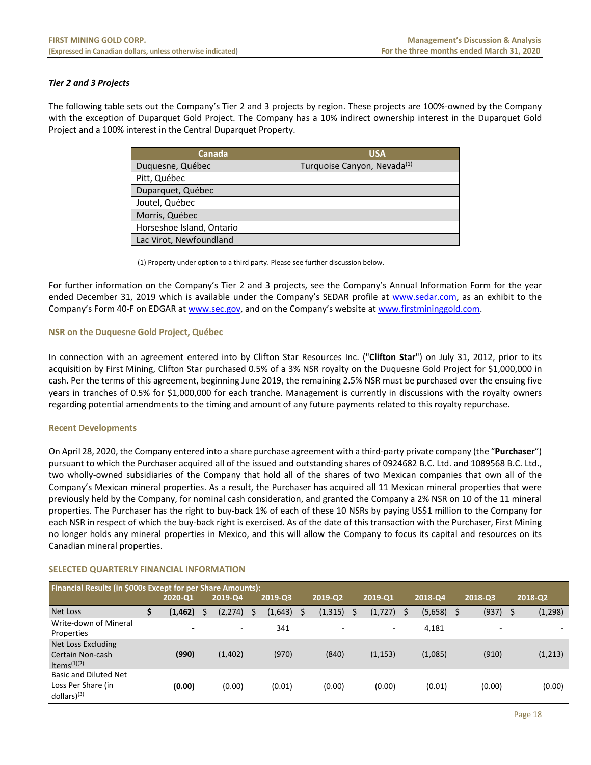### ***Tier 2 and 3 Projects***

The following table sets out the Company's Tier 2 and 3 projects by region. These projects are 100%-owned by the Company with the exception of Duparquet Gold Project. The Company has a 10% indirect ownership interest in the Duparquet Gold Project and a 100% interest in the Central Duparquet Property.

| Canada | USA |
|---|---|
| Duquesne, Québec | Turquoise Canyon, Nevada[(1)] |
| Pitt, Québec | |
| Duparquet, Québec | |
| Joutel, Québec | |
| Morris, Québec | |
| Horseshoe Island, Ontario | |
| Lac Virot, Newfoundland | |

(1) Property under option to a third party. Please see further discussion below.

For further information on the Company's Tier 2 and 3 projects, see the Company's Annual Information Form for the year ended December 31, 2019 which is available under the Company's SEDAR profile at www.sedar.com, as an exhibit to the Company's Form 40-F on EDGAR at www.sec.gov, and on the Company's website at www.firstmininggold.com.

#### NSR on the Duquesne Gold Project, Québec

In connection with an agreement entered into by Clifton Star Resources Inc. ("**Clifton Star**") on July 31, 2012, prior to its acquisition by First Mining, Clifton Star purchased 0.5% of a 3% NSR royalty on the Duquesne Gold Project for $1,000,000 in cash. Per the terms of this agreement, beginning June 2019, the remaining 2.5% NSR must be purchased over the ensuing five years in tranches of 0.5% for $1,000,000 for each tranche. Management is currently in discussions with the royalty owners regarding potential amendments to the timing and amount of any future payments related to this royalty repurchase.

#### Recent Developments

On April 28, 2020, the Company entered into a share purchase agreement with a third-party private company (the "**Purchaser**") pursuant to which the Purchaser acquired all of the issued and outstanding shares of 0924682 B.C. Ltd. and 1089568 B.C. Ltd., two wholly-owned subsidiaries of the Company that hold all of the shares of two Mexican companies that own all of the Company's Mexican mineral properties. As a result, the Purchaser has acquired all 11 Mexican mineral properties that were previously held by the Company, for nominal cash consideration, and granted the Company a 2% NSR on 10 of the 11 mineral properties. The Purchaser has the right to buy-back 1% of each of these 10 NSRs by paying US$1 million to the Company for each NSR in respect of which the buy-back right is exercised. As of the date of this transaction with the Purchaser, First Mining no longer holds any mineral properties in Mexico, and this will allow the Company to focus its capital and resources on its Canadian mineral properties.

## SELECTED QUARTERLY FINANCIAL INFORMATION

| Financial Results (in $000s Except for per Share Amounts): | 2020-Q1 | 2019-Q4 | 2019-Q3 | 2019-Q2 | 2019-Q1 | 2018-Q4 | 2018-Q3 | 2018-Q2 |
|---|---|---|---|---|---|---|---|---|
| Net Loss | $ **(1,462)** | $ (2,274) | $ (1,643) | $ (1,315) | $ (1,727) | $ (5,658) | $ (937) | $ (1,298) |
| Write-down of Mineral Properties | **-** | - | 341 | - | - | 4,181 | - | - |
| Net Loss Excluding Certain Non-cash Items[(1)(2)] | **(990)** | (1,402) | (970) | (840) | (1,153) | (1,085) | (910) | (1,213) |
| Basic and Diluted Net Loss Per Share (in dollars)[(3)] | **(0.00)** | (0.00) | (0.01) | (0.00) | (0.00) | (0.01) | (0.00) | (0.00) |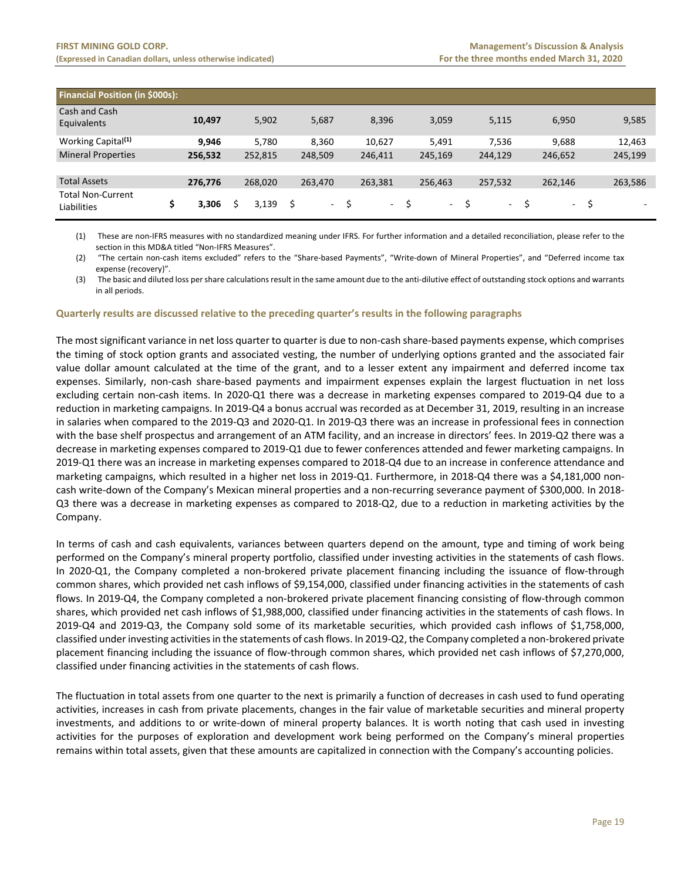| Financial Position (in $000s): | | | | | | | | |
|---|---|---|---|---|---|---|---|---|
| Cash and Cash Equivalents | **10,497** | 5,902 | 5,687 | 8,396 | 3,059 | 5,115 | 6,950 | 9,585 |
| Working Capital[(1)] | **9,946** | 5,780 | 8,360 | 10,627 | 5,491 | 7,536 | 9,688 | 12,463 |
| Mineral Properties | **256,532** | 252,815 | 248,509 | 246,411 | 245,169 | 244,129 | 246,652 | 245,199 |
| | | | | | | | | |
| Total Assets | **276,776** | 268,020 | 263,470 | 263,381 | 256,463 | 257,532 | 262,146 | 263,586 |
| Total Non-Current Liabilities | **$ 3,306** | $ 3,139 | $ - | $ - | $ - | $ - | $ - | $ - |

(1) These are non-IFRS measures with no standardized meaning under IFRS. For further information and a detailed reconciliation, please refer to the section in this MD&A titled "Non-IFRS Measures".

(2) "The certain non-cash items excluded" refers to the "Share-based Payments", "Write-down of Mineral Properties", and "Deferred income tax expense (recovery)".

(3) The basic and diluted loss per share calculations result in the same amount due to the anti-dilutive effect of outstanding stock options and warrants in all periods.

### Quarterly results are discussed relative to the preceding quarter's results in the following paragraphs

The most significant variance in net loss quarter to quarter is due to non-cash share-based payments expense, which comprises the timing of stock option grants and associated vesting, the number of underlying options granted and the associated fair value dollar amount calculated at the time of the grant, and to a lesser extent any impairment and deferred income tax expenses. Similarly, non-cash share-based payments and impairment expenses explain the largest fluctuation in net loss excluding certain non-cash items. In 2020-Q1 there was a decrease in marketing expenses compared to 2019-Q4 due to a reduction in marketing campaigns. In 2019-Q4 a bonus accrual was recorded as at December 31, 2019, resulting in an increase in salaries when compared to the 2019-Q3 and 2020-Q1. In 2019-Q3 there was an increase in professional fees in connection with the base shelf prospectus and arrangement of an ATM facility, and an increase in directors' fees. In 2019-Q2 there was a decrease in marketing expenses compared to 2019-Q1 due to fewer conferences attended and fewer marketing campaigns. In 2019-Q1 there was an increase in marketing expenses compared to 2018-Q4 due to an increase in conference attendance and marketing campaigns, which resulted in a higher net loss in 2019-Q1. Furthermore, in 2018-Q4 there was a $4,181,000 non-cash write-down of the Company's Mexican mineral properties and a non-recurring severance payment of $300,000. In 2018-Q3 there was a decrease in marketing expenses as compared to 2018-Q2, due to a reduction in marketing activities by the Company.

In terms of cash and cash equivalents, variances between quarters depend on the amount, type and timing of work being performed on the Company's mineral property portfolio, classified under investing activities in the statements of cash flows. In 2020-Q1, the Company completed a non-brokered private placement financing including the issuance of flow-through common shares, which provided net cash inflows of $9,154,000, classified under financing activities in the statements of cash flows. In 2019-Q4, the Company completed a non-brokered private placement financing consisting of flow-through common shares, which provided net cash inflows of $1,988,000, classified under financing activities in the statements of cash flows. In 2019-Q4 and 2019-Q3, the Company sold some of its marketable securities, which provided cash inflows of $1,758,000, classified under investing activities in the statements of cash flows. In 2019-Q2, the Company completed a non-brokered private placement financing including the issuance of flow-through common shares, which provided net cash inflows of $7,270,000, classified under financing activities in the statements of cash flows.

The fluctuation in total assets from one quarter to the next is primarily a function of decreases in cash used to fund operating activities, increases in cash from private placements, changes in the fair value of marketable securities and mineral property investments, and additions to or write-down of mineral property balances. It is worth noting that cash used in investing activities for the purposes of exploration and development work being performed on the Company's mineral properties remains within total assets, given that these amounts are capitalized in connection with the Company's accounting policies.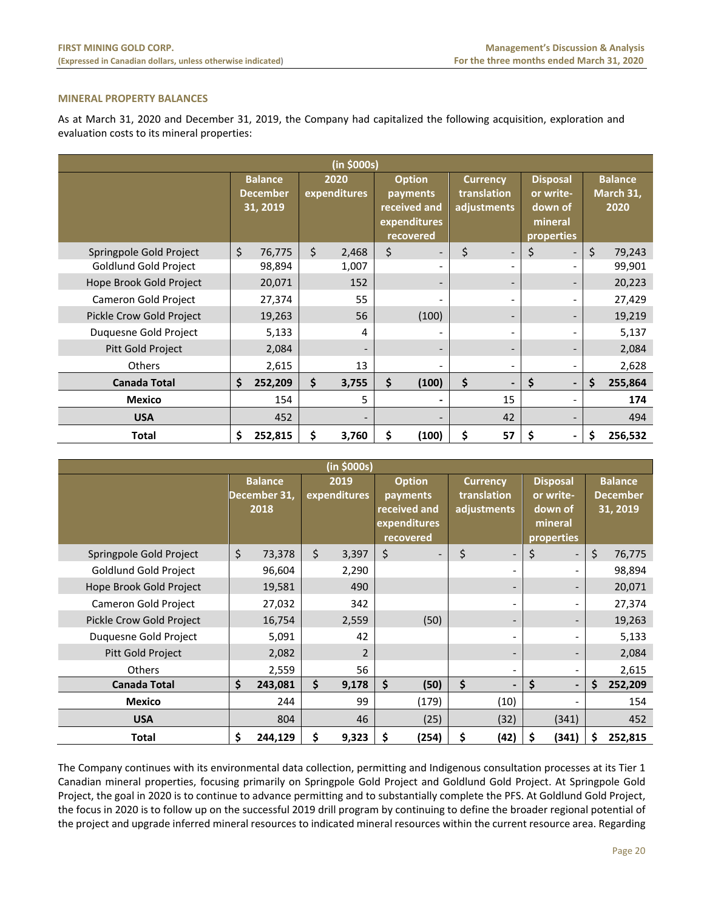## MINERAL PROPERTY BALANCES

As at March 31, 2020 and December 31, 2019, the Company had capitalized the following acquisition, exploration and evaluation costs to its mineral properties:

| (in $000s) | | | | | | |
|---|---|---|---|---|---|---|
| | Balance December 31, 2019 | 2020 expenditures | Option payments received and expenditures recovered | Currency translation adjustments | Disposal or write-down of mineral properties | Balance March 31, 2020 |
| Springpole Gold Project | $ 76,775 | $ 2,468 | $ - | $ - | $ - | $ 79,243 |
| Goldlund Gold Project | 98,894 | 1,007 | - | - | - | 99,901 |
| Hope Brook Gold Project | 20,071 | 152 | - | - | - | 20,223 |
| Cameron Gold Project | 27,374 | 55 | - | - | - | 27,429 |
| Pickle Crow Gold Project | 19,263 | 56 | (100) | - | - | 19,219 |
| Duquesne Gold Project | 5,133 | 4 | - | - | - | 5,137 |
| Pitt Gold Project | 2,084 | - | - | - | - | 2,084 |
| Others | 2,615 | 13 | - | - | - | 2,628 |
| **Canada Total** | **$ 252,209** | **$ 3,755** | **$ (100)** | **$ -** | **$ -** | **$ 255,864** |
| **Mexico** | 154 | 5 | **-** | 15 | - | **174** |
| **USA** | 452 | - | - | 42 | - | 494 |
| **Total** | **$ 252,815** | **$ 3,760** | **$ (100)** | **$ 57** | **$ -** | **$ 256,532** |

| (in $000s) | | | | | | |
|---|---|---|---|---|---|---|
| | Balance December 31, 2018 | 2019 expenditures | Option payments received and expenditures recovered | Currency translation adjustments | Disposal or write-down of mineral properties | Balance December 31, 2019 |
| Springpole Gold Project | $ 73,378 | $ 3,397 | $ - | $ - | $ - | $ 76,775 |
| Goldlund Gold Project | 96,604 | 2,290 | | - | - | 98,894 |
| Hope Brook Gold Project | 19,581 | 490 | | - | - | 20,071 |
| Cameron Gold Project | 27,032 | 342 | | - | - | 27,374 |
| Pickle Crow Gold Project | 16,754 | 2,559 | (50) | - | - | 19,263 |
| Duquesne Gold Project | 5,091 | 42 | | - | - | 5,133 |
| Pitt Gold Project | 2,082 | 2 | | - | - | 2,084 |
| Others | 2,559 | 56 | | - | - | 2,615 |
| **Canada Total** | **$ 243,081** | **$ 9,178** | **$ (50)** | **$ -** | **$ -** | **$ 252,209** |
| **Mexico** | 244 | 99 | (179) | (10) | - | 154 |
| **USA** | 804 | 46 | (25) | (32) | (341) | 452 |
| **Total** | **$ 244,129** | **$ 9,323** | **$ (254)** | **$ (42)** | **$ (341)** | **$ 252,815** |

The Company continues with its environmental data collection, permitting and Indigenous consultation processes at its Tier 1 Canadian mineral properties, focusing primarily on Springpole Gold Project and Goldlund Gold Project. At Springpole Gold Project, the goal in 2020 is to continue to advance permitting and to substantially complete the PFS. At Goldlund Gold Project, the focus in 2020 is to follow up on the successful 2019 drill program by continuing to define the broader regional potential of the project and upgrade inferred mineral resources to indicated mineral resources within the current resource area. Regarding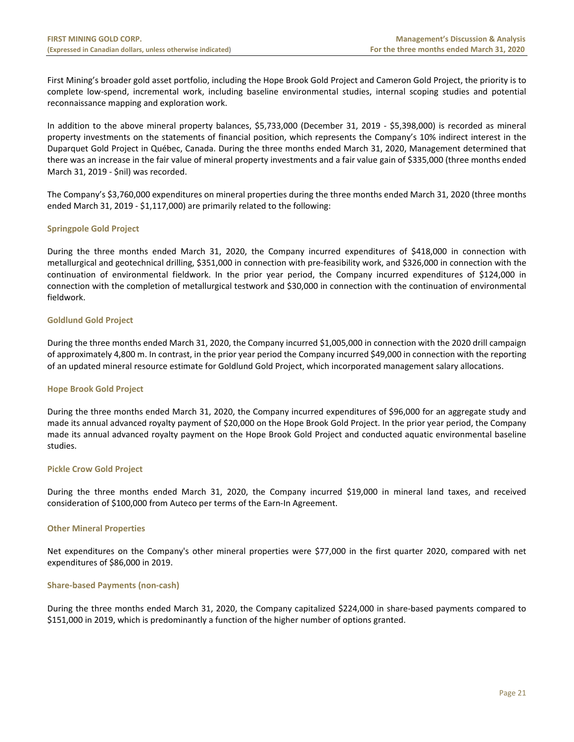First Mining's broader gold asset portfolio, including the Hope Brook Gold Project and Cameron Gold Project, the priority is to complete low-spend, incremental work, including baseline environmental studies, internal scoping studies and potential reconnaissance mapping and exploration work.

In addition to the above mineral property balances, $5,733,000 (December 31, 2019 - $5,398,000) is recorded as mineral property investments on the statements of financial position, which represents the Company's 10% indirect interest in the Duparquet Gold Project in Québec, Canada. During the three months ended March 31, 2020, Management determined that there was an increase in the fair value of mineral property investments and a fair value gain of $335,000 (three months ended March 31, 2019 - $nil) was recorded.

The Company's $3,760,000 expenditures on mineral properties during the three months ended March 31, 2020 (three months ended March 31, 2019 - $1,117,000) are primarily related to the following:

### Springpole Gold Project

During the three months ended March 31, 2020, the Company incurred expenditures of $418,000 in connection with metallurgical and geotechnical drilling, $351,000 in connection with pre-feasibility work, and $326,000 in connection with the continuation of environmental fieldwork. In the prior year period, the Company incurred expenditures of $124,000 in connection with the completion of metallurgical testwork and $30,000 in connection with the continuation of environmental fieldwork.

### Goldlund Gold Project

During the three months ended March 31, 2020, the Company incurred $1,005,000 in connection with the 2020 drill campaign of approximately 4,800 m. In contrast, in the prior year period the Company incurred $49,000 in connection with the reporting of an updated mineral resource estimate for Goldlund Gold Project, which incorporated management salary allocations.

### Hope Brook Gold Project

During the three months ended March 31, 2020, the Company incurred expenditures of $96,000 for an aggregate study and made its annual advanced royalty payment of $20,000 on the Hope Brook Gold Project. In the prior year period, the Company made its annual advanced royalty payment on the Hope Brook Gold Project and conducted aquatic environmental baseline studies.

### Pickle Crow Gold Project

During the three months ended March 31, 2020, the Company incurred $19,000 in mineral land taxes, and received consideration of $100,000 from Auteco per terms of the Earn-In Agreement.

### Other Mineral Properties

Net expenditures on the Company's other mineral properties were $77,000 in the first quarter 2020, compared with net expenditures of $86,000 in 2019.

### Share-based Payments (non-cash)

During the three months ended March 31, 2020, the Company capitalized $224,000 in share-based payments compared to $151,000 in 2019, which is predominantly a function of the higher number of options granted.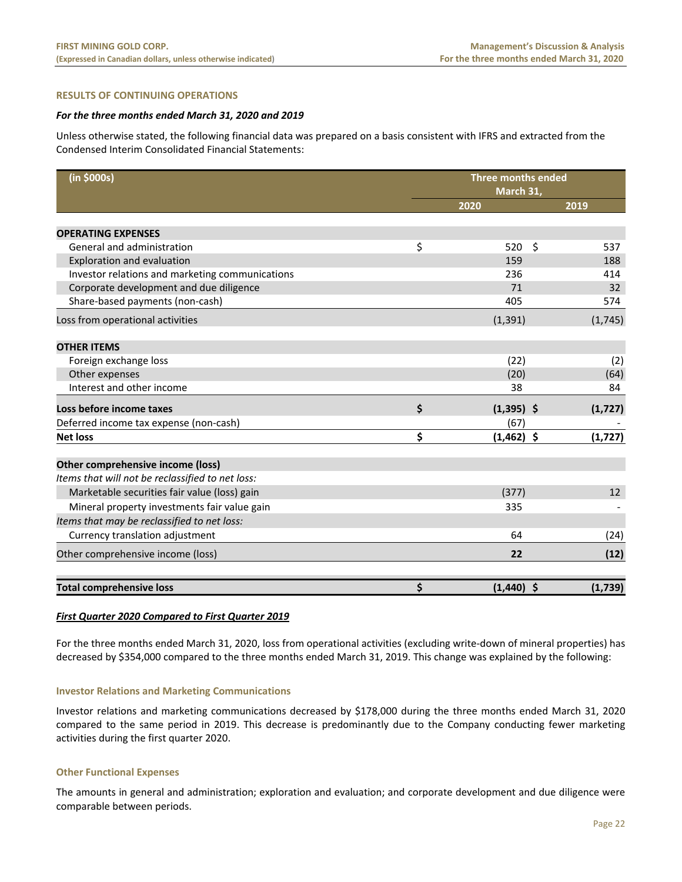## RESULTS OF CONTINUING OPERATIONS

***For the three months ended March 31, 2020 and 2019***

Unless otherwise stated, the following financial data was prepared on a basis consistent with IFRS and extracted from the Condensed Interim Consolidated Financial Statements:

| (in $000s) | Three months ended March 31, | |
|---|---|---|
| | 2020 | 2019 |
| **OPERATING EXPENSES** | | |
| General and administration | $ 520 | $ 537 |
| Exploration and evaluation | 159 | 188 |
| Investor relations and marketing communications | 236 | 414 |
| Corporate development and due diligence | 71 | 32 |
| Share-based payments (non-cash) | 405 | 574 |
| Loss from operational activities | (1,391) | (1,745) |
| **OTHER ITEMS** | | |
| Foreign exchange loss | (22) | (2) |
| Other expenses | (20) | (64) |
| Interest and other income | 38 | 84 |
| **Loss before income taxes** | **$ (1,395)** | **$ (1,727)** |
| Deferred income tax expense (non-cash) | (67) | - |
| **Net loss** | **$ (1,462)** | **$ (1,727)** |
| **Other comprehensive income (loss)** | | |
| *Items that will not be reclassified to net loss:* | | |
| Marketable securities fair value (loss) gain | (377) | 12 |
| Mineral property investments fair value gain | 335 | - |
| *Items that may be reclassified to net loss:* | | |
| Currency translation adjustment | 64 | (24) |
| Other comprehensive income (loss) | **22** | **(12)** |
| **Total comprehensive loss** | **$ (1,440)** | **$ (1,739)** |

***First Quarter 2020 Compared to First Quarter 2019***

For the three months ended March 31, 2020, loss from operational activities (excluding write-down of mineral properties) has decreased by $354,000 compared to the three months ended March 31, 2019. This change was explained by the following:

### Investor Relations and Marketing Communications

Investor relations and marketing communications decreased by $178,000 during the three months ended March 31, 2020 compared to the same period in 2019. This decrease is predominantly due to the Company conducting fewer marketing activities during the first quarter 2020.

### Other Functional Expenses

The amounts in general and administration; exploration and evaluation; and corporate development and due diligence were comparable between periods.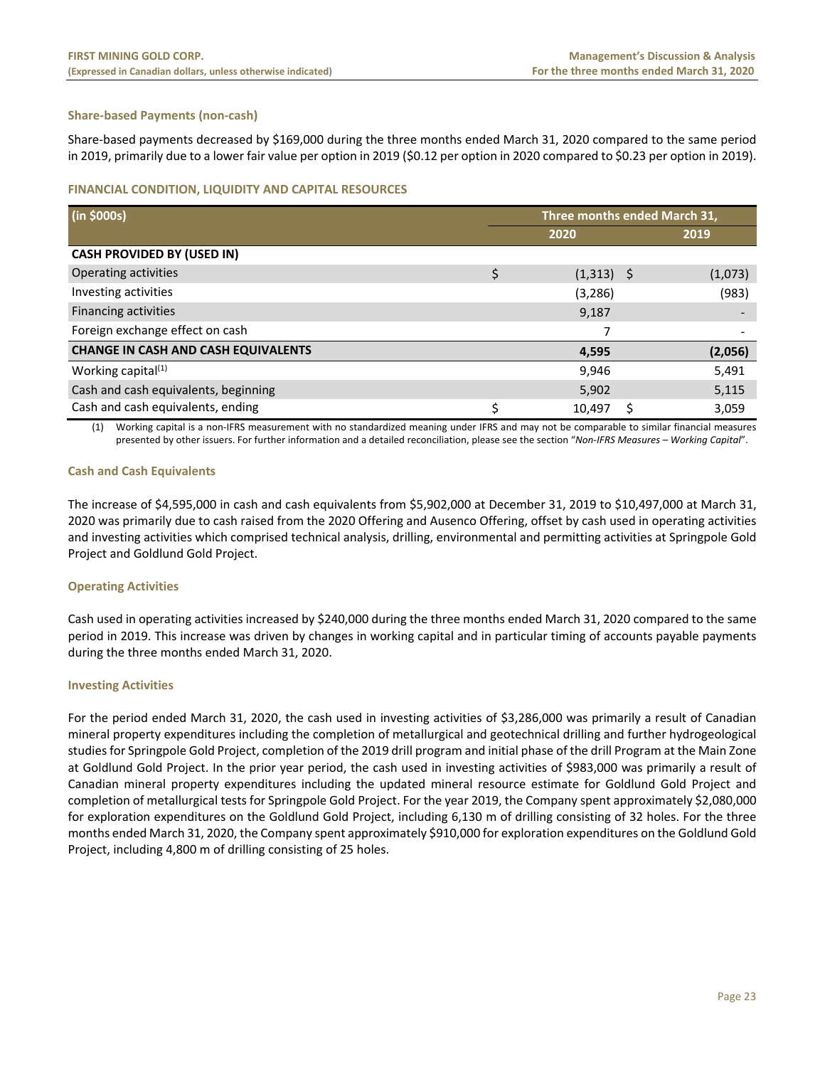### Share-based Payments (non-cash)

Share-based payments decreased by $169,000 during the three months ended March 31, 2020 compared to the same period in 2019, primarily due to a lower fair value per option in 2019 ($0.12 per option in 2020 compared to $0.23 per option in 2019).

## FINANCIAL CONDITION, LIQUIDITY AND CAPITAL RESOURCES

| (in $000s) | Three months ended March 31, | |
|---|---|---|
| | 2020 | 2019 |
| **CASH PROVIDED BY (USED IN)** | | |
| Operating activities | $ (1,313) | $ (1,073) |
| Investing activities | (3,286) | (983) |
| Financing activities | 9,187 | - |
| Foreign exchange effect on cash | 7 | - |
| **CHANGE IN CASH AND CASH EQUIVALENTS** | **4,595** | **(2,056)** |
| Working capital(1) | 9,946 | 5,491 |
| Cash and cash equivalents, beginning | 5,902 | 5,115 |
| Cash and cash equivalents, ending | $ 10,497 | $ 3,059 |

(1) Working capital is a non-IFRS measurement with no standardized meaning under IFRS and may not be comparable to similar financial measures presented by other issuers. For further information and a detailed reconciliation, please see the section "*Non-IFRS Measures – Working Capital*".

### Cash and Cash Equivalents

The increase of $4,595,000 in cash and cash equivalents from $5,902,000 at December 31, 2019 to $10,497,000 at March 31, 2020 was primarily due to cash raised from the 2020 Offering and Ausenco Offering, offset by cash used in operating activities and investing activities which comprised technical analysis, drilling, environmental and permitting activities at Springpole Gold Project and Goldlund Gold Project.

### Operating Activities

Cash used in operating activities increased by $240,000 during the three months ended March 31, 2020 compared to the same period in 2019. This increase was driven by changes in working capital and in particular timing of accounts payable payments during the three months ended March 31, 2020.

### Investing Activities

For the period ended March 31, 2020, the cash used in investing activities of $3,286,000 was primarily a result of Canadian mineral property expenditures including the completion of metallurgical and geotechnical drilling and further hydrogeological studies for Springpole Gold Project, completion of the 2019 drill program and initial phase of the drill Program at the Main Zone at Goldlund Gold Project. In the prior year period, the cash used in investing activities of $983,000 was primarily a result of Canadian mineral property expenditures including the updated mineral resource estimate for Goldlund Gold Project and completion of metallurgical tests for Springpole Gold Project. For the year 2019, the Company spent approximately $2,080,000 for exploration expenditures on the Goldlund Gold Project, including 6,130 m of drilling consisting of 32 holes. For the three months ended March 31, 2020, the Company spent approximately $910,000 for exploration expenditures on the Goldlund Gold Project, including 4,800 m of drilling consisting of 25 holes.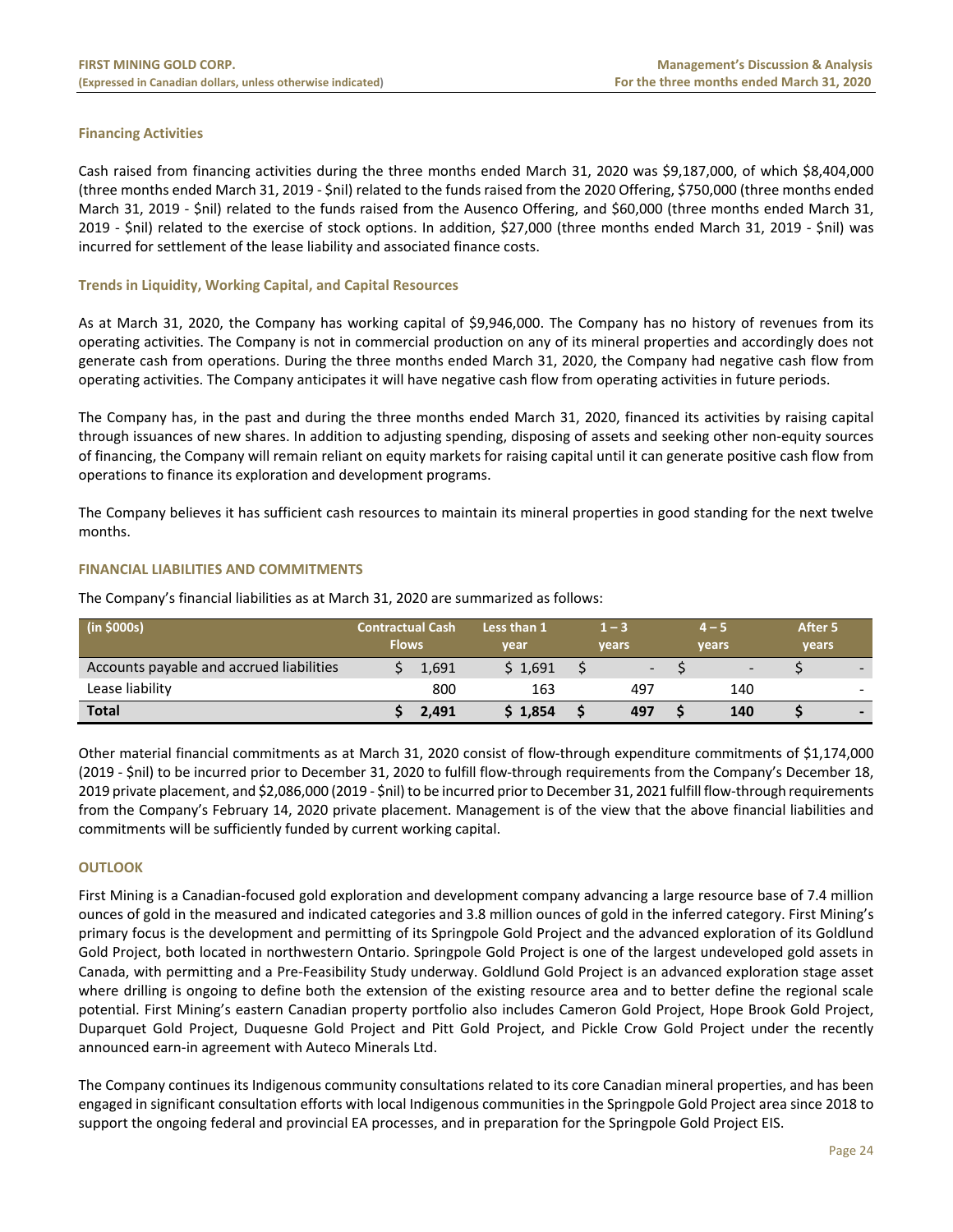### Financing Activities

Cash raised from financing activities during the three months ended March 31, 2020 was $9,187,000, of which $8,404,000 (three months ended March 31, 2019 - $nil) related to the funds raised from the 2020 Offering, $750,000 (three months ended March 31, 2019 - $nil) related to the funds raised from the Ausenco Offering, and $60,000 (three months ended March 31, 2019 - $nil) related to the exercise of stock options. In addition, $27,000 (three months ended March 31, 2019 - $nil) was incurred for settlement of the lease liability and associated finance costs.

### Trends in Liquidity, Working Capital, and Capital Resources

As at March 31, 2020, the Company has working capital of $9,946,000. The Company has no history of revenues from its operating activities. The Company is not in commercial production on any of its mineral properties and accordingly does not generate cash from operations. During the three months ended March 31, 2020, the Company had negative cash flow from operating activities. The Company anticipates it will have negative cash flow from operating activities in future periods.

The Company has, in the past and during the three months ended March 31, 2020, financed its activities by raising capital through issuances of new shares. In addition to adjusting spending, disposing of assets and seeking other non-equity sources of financing, the Company will remain reliant on equity markets for raising capital until it can generate positive cash flow from operations to finance its exploration and development programs.

The Company believes it has sufficient cash resources to maintain its mineral properties in good standing for the next twelve months.

## FINANCIAL LIABILITIES AND COMMITMENTS

The Company's financial liabilities as at March 31, 2020 are summarized as follows:

| (in $000s) | Contractual Cash Flows | Less than 1 year | 1 – 3 years | 4 – 5 years | After 5 years |
|---|---|---|---|---|---|
| Accounts payable and accrued liabilities | $ 1,691 | $ 1,691 | $ - | $ - | $ - |
| Lease liability | 800 | 163 | 497 | 140 | - |
| **Total** | **$ 2,491** | **$ 1,854** | **$ 497** | **$ 140** | **$ -** |

Other material financial commitments as at March 31, 2020 consist of flow-through expenditure commitments of $1,174,000 (2019 - $nil) to be incurred prior to December 31, 2020 to fulfill flow-through requirements from the Company's December 18, 2019 private placement, and $2,086,000 (2019 - $nil) to be incurred prior to December 31, 2021 fulfill flow-through requirements from the Company's February 14, 2020 private placement. Management is of the view that the above financial liabilities and commitments will be sufficiently funded by current working capital.

## OUTLOOK

First Mining is a Canadian-focused gold exploration and development company advancing a large resource base of 7.4 million ounces of gold in the measured and indicated categories and 3.8 million ounces of gold in the inferred category. First Mining's primary focus is the development and permitting of its Springpole Gold Project and the advanced exploration of its Goldlund Gold Project, both located in northwestern Ontario. Springpole Gold Project is one of the largest undeveloped gold assets in Canada, with permitting and a Pre-Feasibility Study underway. Goldlund Gold Project is an advanced exploration stage asset where drilling is ongoing to define both the extension of the existing resource area and to better define the regional scale potential. First Mining's eastern Canadian property portfolio also includes Cameron Gold Project, Hope Brook Gold Project, Duparquet Gold Project, Duquesne Gold Project and Pitt Gold Project, and Pickle Crow Gold Project under the recently announced earn-in agreement with Auteco Minerals Ltd.

The Company continues its Indigenous community consultations related to its core Canadian mineral properties, and has been engaged in significant consultation efforts with local Indigenous communities in the Springpole Gold Project area since 2018 to support the ongoing federal and provincial EA processes, and in preparation for the Springpole Gold Project EIS.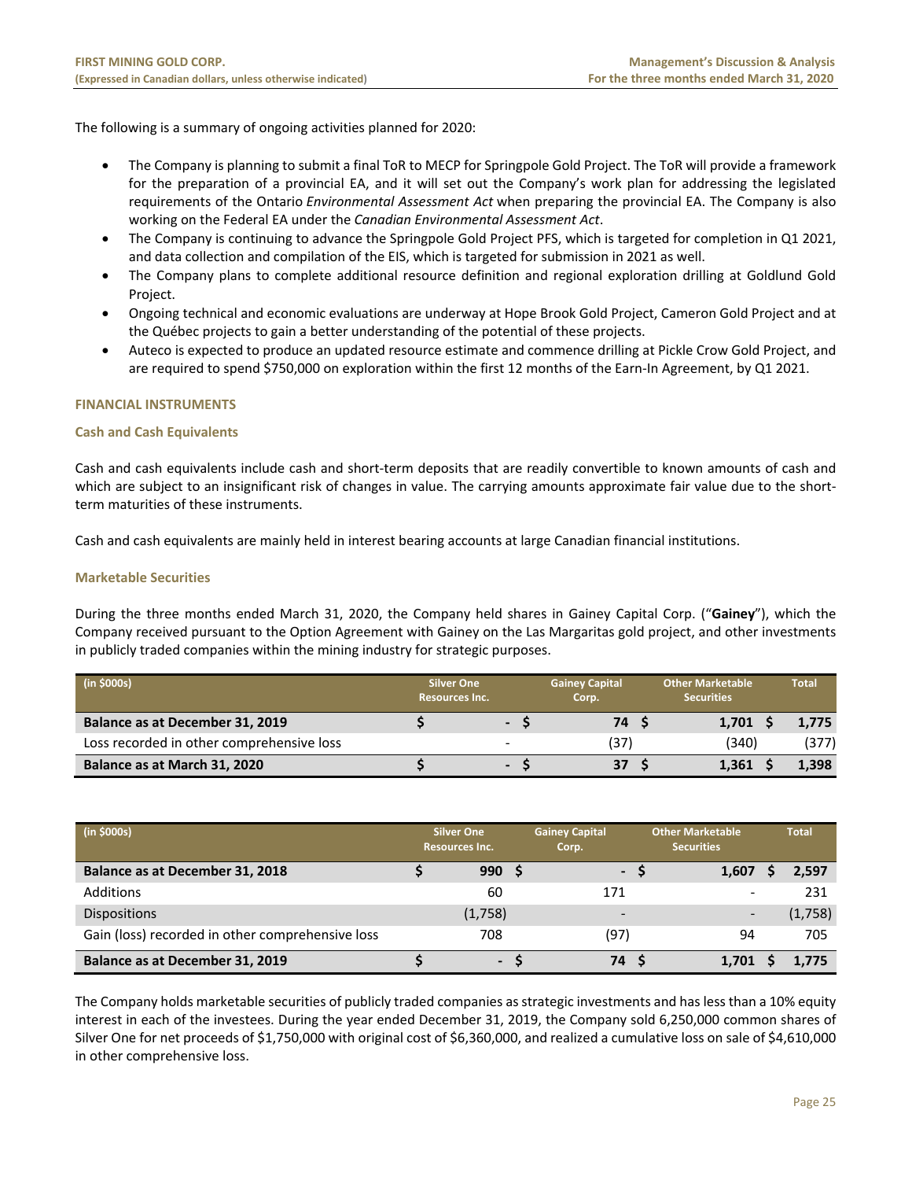The following is a summary of ongoing activities planned for 2020:

- The Company is planning to submit a final ToR to MECP for Springpole Gold Project. The ToR will provide a framework for the preparation of a provincial EA, and it will set out the Company's work plan for addressing the legislated requirements of the Ontario *Environmental Assessment Act* when preparing the provincial EA. The Company is also working on the Federal EA under the *Canadian Environmental Assessment Act*.
- The Company is continuing to advance the Springpole Gold Project PFS, which is targeted for completion in Q1 2021, and data collection and compilation of the EIS, which is targeted for submission in 2021 as well.
- The Company plans to complete additional resource definition and regional exploration drilling at Goldlund Gold Project.
- Ongoing technical and economic evaluations are underway at Hope Brook Gold Project, Cameron Gold Project and at the Québec projects to gain a better understanding of the potential of these projects.
- Auteco is expected to produce an updated resource estimate and commence drilling at Pickle Crow Gold Project, and are required to spend $750,000 on exploration within the first 12 months of the Earn-In Agreement, by Q1 2021.

## FINANCIAL INSTRUMENTS

### Cash and Cash Equivalents

Cash and cash equivalents include cash and short-term deposits that are readily convertible to known amounts of cash and which are subject to an insignificant risk of changes in value. The carrying amounts approximate fair value due to the short-term maturities of these instruments.

Cash and cash equivalents are mainly held in interest bearing accounts at large Canadian financial institutions.

### Marketable Securities

During the three months ended March 31, 2020, the Company held shares in Gainey Capital Corp. ("**Gainey**"), which the Company received pursuant to the Option Agreement with Gainey on the Las Margaritas gold project, and other investments in publicly traded companies within the mining industry for strategic purposes.

| (in $000s) | Silver One Resources Inc. | Gainey Capital Corp. | Other Marketable Securities | Total |
|---|---|---|---|---|
| **Balance as at December 31, 2019** | **$ -** | **$ 74** | **$ 1,701** | **$ 1,775** |
| Loss recorded in other comprehensive loss | - | (37) | (340) | (377) |
| **Balance as at March 31, 2020** | **$ -** | **$ 37** | **$ 1,361** | **$ 1,398** |

| (in $000s) | Silver One Resources Inc. | Gainey Capital Corp. | Other Marketable Securities | Total |
|---|---|---|---|---|
| **Balance as at December 31, 2018** | **$ 990** | **$ -** | **$ 1,607** | **$ 2,597** |
| Additions | 60 | 171 | - | 231 |
| Dispositions | (1,758) | - | - | (1,758) |
| Gain (loss) recorded in other comprehensive loss | 708 | (97) | 94 | 705 |
| **Balance as at December 31, 2019** | **$ -** | **$ 74** | **$ 1,701** | **$ 1,775** |

The Company holds marketable securities of publicly traded companies as strategic investments and has less than a 10% equity interest in each of the investees. During the year ended December 31, 2019, the Company sold 6,250,000 common shares of Silver One for net proceeds of $1,750,000 with original cost of $6,360,000, and realized a cumulative loss on sale of $4,610,000 in other comprehensive loss.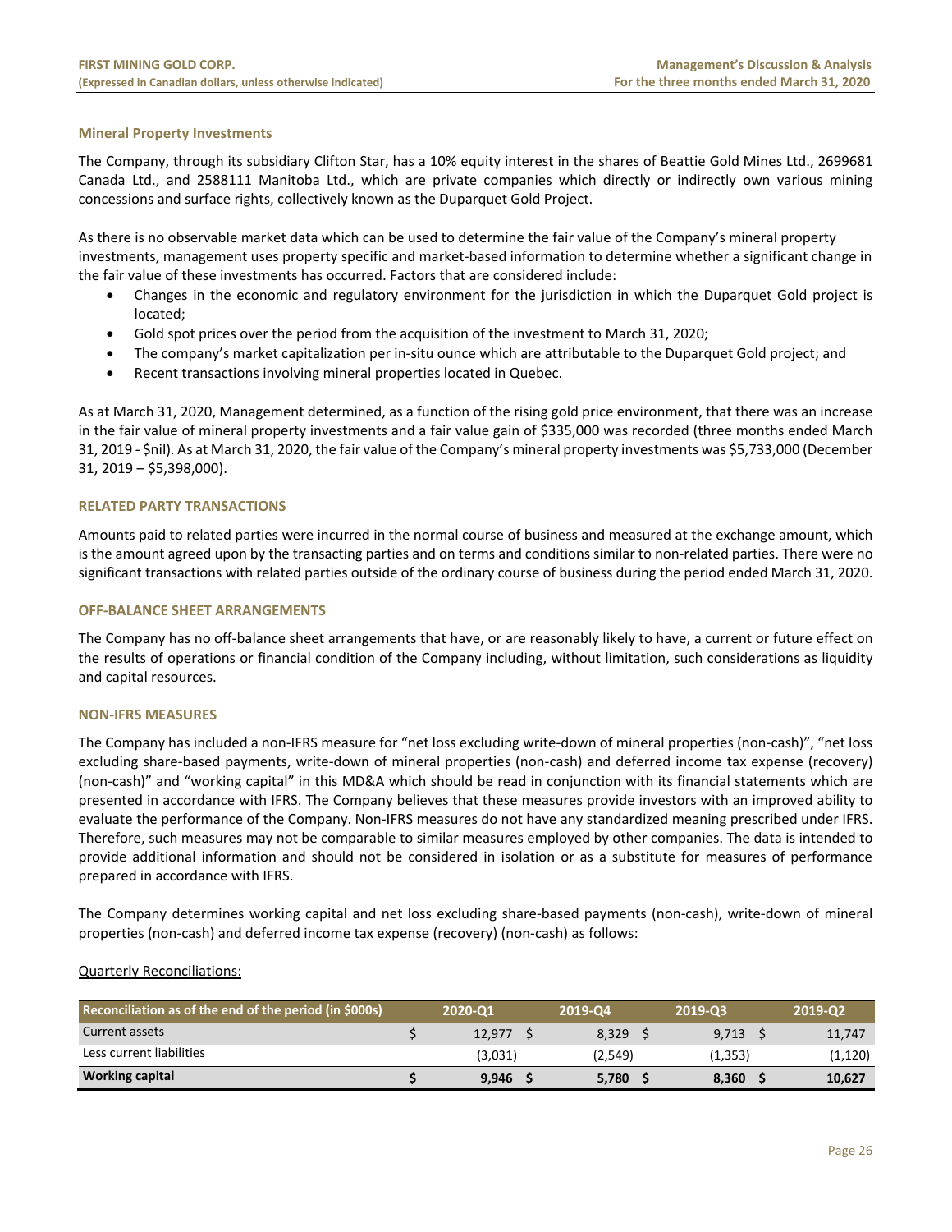### Mineral Property Investments

The Company, through its subsidiary Clifton Star, has a 10% equity interest in the shares of Beattie Gold Mines Ltd., 2699681 Canada Ltd., and 2588111 Manitoba Ltd., which are private companies which directly or indirectly own various mining concessions and surface rights, collectively known as the Duparquet Gold Project.

As there is no observable market data which can be used to determine the fair value of the Company's mineral property investments, management uses property specific and market-based information to determine whether a significant change in the fair value of these investments has occurred. Factors that are considered include:

- Changes in the economic and regulatory environment for the jurisdiction in which the Duparquet Gold project is located;
- Gold spot prices over the period from the acquisition of the investment to March 31, 2020;
- The company's market capitalization per in-situ ounce which are attributable to the Duparquet Gold project; and
- Recent transactions involving mineral properties located in Quebec.

As at March 31, 2020, Management determined, as a function of the rising gold price environment, that there was an increase in the fair value of mineral property investments and a fair value gain of $335,000 was recorded (three months ended March 31, 2019 - $nil). As at March 31, 2020, the fair value of the Company's mineral property investments was $5,733,000 (December 31, 2019 – $5,398,000).

## RELATED PARTY TRANSACTIONS

Amounts paid to related parties were incurred in the normal course of business and measured at the exchange amount, which is the amount agreed upon by the transacting parties and on terms and conditions similar to non-related parties. There were no significant transactions with related parties outside of the ordinary course of business during the period ended March 31, 2020.

## OFF-BALANCE SHEET ARRANGEMENTS

The Company has no off-balance sheet arrangements that have, or are reasonably likely to have, a current or future effect on the results of operations or financial condition of the Company including, without limitation, such considerations as liquidity and capital resources.

## NON-IFRS MEASURES

The Company has included a non-IFRS measure for "net loss excluding write-down of mineral properties (non-cash)", "net loss excluding share-based payments, write-down of mineral properties (non-cash) and deferred income tax expense (recovery) (non-cash)" and "working capital" in this MD&A which should be read in conjunction with its financial statements which are presented in accordance with IFRS. The Company believes that these measures provide investors with an improved ability to evaluate the performance of the Company. Non-IFRS measures do not have any standardized meaning prescribed under IFRS. Therefore, such measures may not be comparable to similar measures employed by other companies. The data is intended to provide additional information and should not be considered in isolation or as a substitute for measures of performance prepared in accordance with IFRS.

The Company determines working capital and net loss excluding share-based payments (non-cash), write-down of mineral properties (non-cash) and deferred income tax expense (recovery) (non-cash) as follows:

Quarterly Reconciliations:

| Reconciliation as of the end of the period (in $000s) | 2020-Q1 | 2019-Q4 | 2019-Q3 | 2019-Q2 |
|---|---|---|---|---|
| Current assets | $ 12,977 | $ 8,329 | $ 9,713 | $ 11,747 |
| Less current liabilities | (3,031) | (2,549) | (1,353) | (1,120) |
| **Working capital** | **$ 9,946** | **$ 5,780** | **$ 8,360** | **$ 10,627** |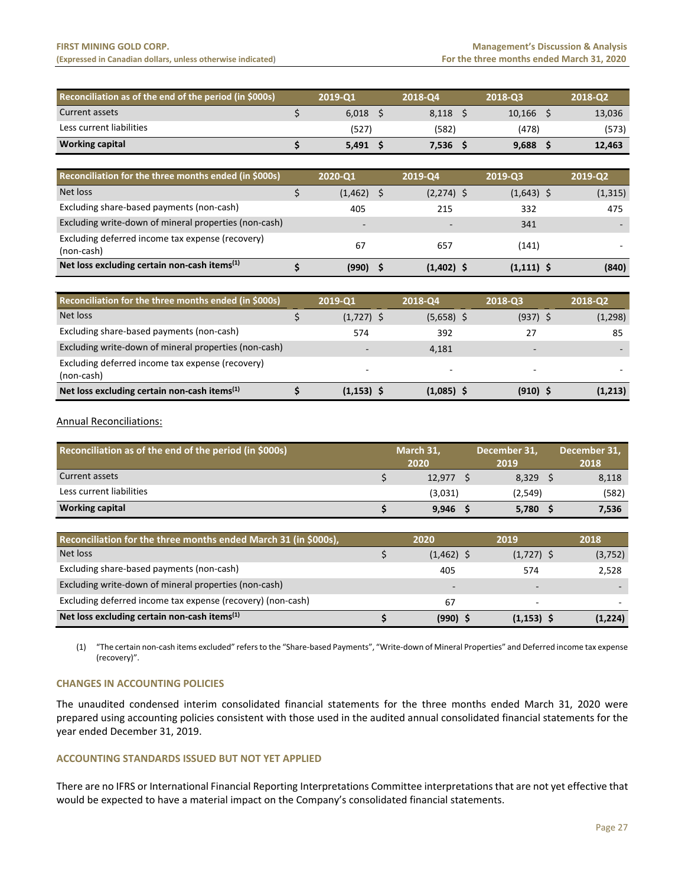| Reconciliation as of the end of the period (in $000s) | 2019-Q1 | 2018-Q4 | 2018-Q3 | 2018-Q2 |
|---|---|---|---|---|
| Current assets | $ 6,018 | $ 8,118 | $ 10,166 | $ 13,036 |
| Less current liabilities | (527) | (582) | (478) | (573) |
| **Working capital** | **$ 5,491** | **$ 7,536** | **$ 9,688** | **$ 12,463** |

| Reconciliation for the three months ended (in $000s) | 2020-Q1 | 2019-Q4 | 2019-Q3 | 2019-Q2 |
|---|---|---|---|---|
| Net loss | $ (1,462) | $ (2,274) | $ (1,643) | $ (1,315) |
| Excluding share-based payments (non-cash) | 405 | 215 | 332 | 475 |
| Excluding write-down of mineral properties (non-cash) | - | - | 341 | - |
| Excluding deferred income tax expense (recovery) (non-cash) | 67 | 657 | (141) | - |
| **Net loss excluding certain non-cash items[(1)]** | **$ (990)** | **$ (1,402)** | **$ (1,111)** | **$ (840)** |

| Reconciliation for the three months ended (in $000s) | 2019-Q1 | 2018-Q4 | 2018-Q3 | 2018-Q2 |
|---|---|---|---|---|
| Net loss | $ (1,727) | $ (5,658) | $ (937) | $ (1,298) |
| Excluding share-based payments (non-cash) | 574 | 392 | 27 | 85 |
| Excluding write-down of mineral properties (non-cash) | - | 4,181 | - | - |
| Excluding deferred income tax expense (recovery) (non-cash) | - | - | - | - |
| **Net loss excluding certain non-cash items[(1)]** | **$ (1,153)** | **$ (1,085)** | **$ (910)** | **$ (1,213)** |

Annual Reconciliations:

| Reconciliation as of the end of the period (in $000s) | March 31, 2020 | December 31, 2019 | December 31, 2018 |
|---|---|---|---|
| Current assets | $ 12,977 | $ 8,329 | $ 8,118 |
| Less current liabilities | (3,031) | (2,549) | (582) |
| **Working capital** | **$ 9,946** | **$ 5,780** | **$ 7,536** |

| Reconciliation for the three months ended March 31 (in $000s), | 2020 | 2019 | 2018 |
|---|---|---|---|
| Net loss | $ (1,462) | $ (1,727) | $ (3,752) |
| Excluding share-based payments (non-cash) | 405 | 574 | 2,528 |
| Excluding write-down of mineral properties (non-cash) | - | - | - |
| Excluding deferred income tax expense (recovery) (non-cash) | 67 | - | - |
| **Net loss excluding certain non-cash items[(1)]** | **$ (990)** | **$ (1,153)** | **$ (1,224)** |

(1) "The certain non-cash items excluded" refers to the "Share-based Payments", "Write-down of Mineral Properties" and Deferred income tax expense (recovery)".

## CHANGES IN ACCOUNTING POLICIES

The unaudited condensed interim consolidated financial statements for the three months ended March 31, 2020 were prepared using accounting policies consistent with those used in the audited annual consolidated financial statements for the year ended December 31, 2019.

## ACCOUNTING STANDARDS ISSUED BUT NOT YET APPLIED

There are no IFRS or International Financial Reporting Interpretations Committee interpretations that are not yet effective that would be expected to have a material impact on the Company's consolidated financial statements.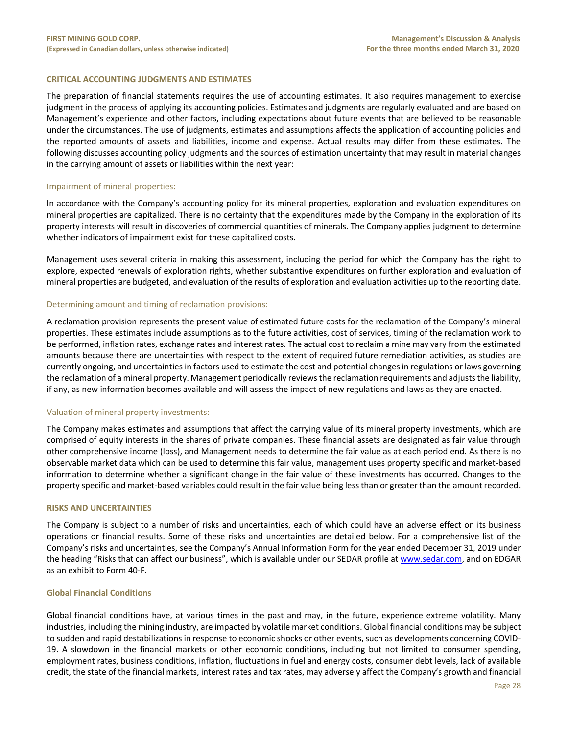## CRITICAL ACCOUNTING JUDGMENTS AND ESTIMATES

The preparation of financial statements requires the use of accounting estimates. It also requires management to exercise judgment in the process of applying its accounting policies. Estimates and judgments are regularly evaluated and are based on Management's experience and other factors, including expectations about future events that are believed to be reasonable under the circumstances. The use of judgments, estimates and assumptions affects the application of accounting policies and the reported amounts of assets and liabilities, income and expense. Actual results may differ from these estimates. The following discusses accounting policy judgments and the sources of estimation uncertainty that may result in material changes in the carrying amount of assets or liabilities within the next year:

### Impairment of mineral properties:

In accordance with the Company's accounting policy for its mineral properties, exploration and evaluation expenditures on mineral properties are capitalized. There is no certainty that the expenditures made by the Company in the exploration of its property interests will result in discoveries of commercial quantities of minerals. The Company applies judgment to determine whether indicators of impairment exist for these capitalized costs.

Management uses several criteria in making this assessment, including the period for which the Company has the right to explore, expected renewals of exploration rights, whether substantive expenditures on further exploration and evaluation of mineral properties are budgeted, and evaluation of the results of exploration and evaluation activities up to the reporting date.

### Determining amount and timing of reclamation provisions:

A reclamation provision represents the present value of estimated future costs for the reclamation of the Company's mineral properties. These estimates include assumptions as to the future activities, cost of services, timing of the reclamation work to be performed, inflation rates, exchange rates and interest rates. The actual cost to reclaim a mine may vary from the estimated amounts because there are uncertainties with respect to the extent of required future remediation activities, as studies are currently ongoing, and uncertainties in factors used to estimate the cost and potential changes in regulations or laws governing the reclamation of a mineral property. Management periodically reviews the reclamation requirements and adjusts the liability, if any, as new information becomes available and will assess the impact of new regulations and laws as they are enacted.

### Valuation of mineral property investments:

The Company makes estimates and assumptions that affect the carrying value of its mineral property investments, which are comprised of equity interests in the shares of private companies. These financial assets are designated as fair value through other comprehensive income (loss), and Management needs to determine the fair value as at each period end. As there is no observable market data which can be used to determine this fair value, management uses property specific and market-based information to determine whether a significant change in the fair value of these investments has occurred. Changes to the property specific and market-based variables could result in the fair value being less than or greater than the amount recorded.

## RISKS AND UNCERTAINTIES

The Company is subject to a number of risks and uncertainties, each of which could have an adverse effect on its business operations or financial results. Some of these risks and uncertainties are detailed below. For a comprehensive list of the Company's risks and uncertainties, see the Company's Annual Information Form for the year ended December 31, 2019 under the heading "Risks that can affect our business", which is available under our SEDAR profile at www.sedar.com, and on EDGAR as an exhibit to Form 40-F.

### Global Financial Conditions

Global financial conditions have, at various times in the past and may, in the future, experience extreme volatility. Many industries, including the mining industry, are impacted by volatile market conditions. Global financial conditions may be subject to sudden and rapid destabilizations in response to economic shocks or other events, such as developments concerning COVID-19. A slowdown in the financial markets or other economic conditions, including but not limited to consumer spending, employment rates, business conditions, inflation, fluctuations in fuel and energy costs, consumer debt levels, lack of available credit, the state of the financial markets, interest rates and tax rates, may adversely affect the Company's growth and financial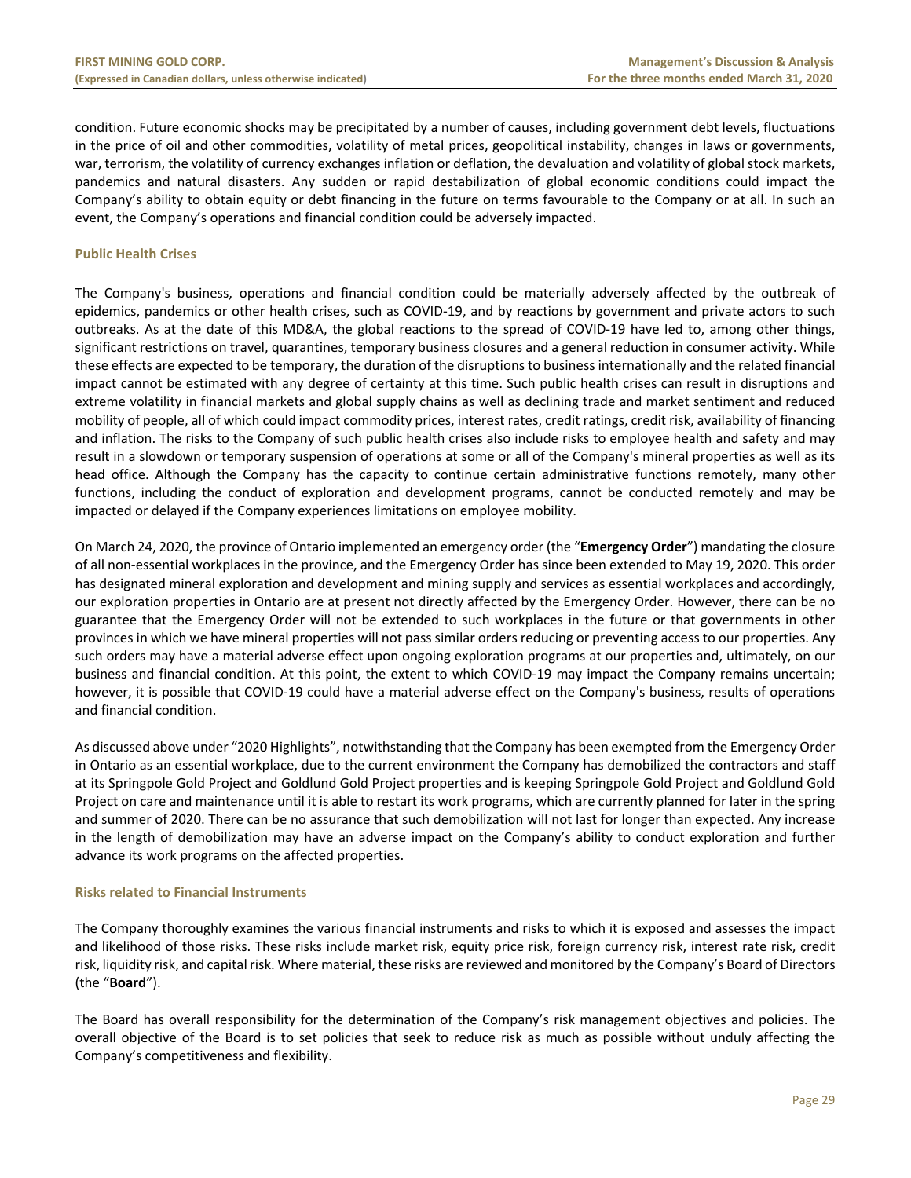condition. Future economic shocks may be precipitated by a number of causes, including government debt levels, fluctuations in the price of oil and other commodities, volatility of metal prices, geopolitical instability, changes in laws or governments, war, terrorism, the volatility of currency exchanges inflation or deflation, the devaluation and volatility of global stock markets, pandemics and natural disasters. Any sudden or rapid destabilization of global economic conditions could impact the Company's ability to obtain equity or debt financing in the future on terms favourable to the Company or at all. In such an event, the Company's operations and financial condition could be adversely impacted.

### Public Health Crises

The Company's business, operations and financial condition could be materially adversely affected by the outbreak of epidemics, pandemics or other health crises, such as COVID-19, and by reactions by government and private actors to such outbreaks. As at the date of this MD&A, the global reactions to the spread of COVID-19 have led to, among other things, significant restrictions on travel, quarantines, temporary business closures and a general reduction in consumer activity. While these effects are expected to be temporary, the duration of the disruptions to business internationally and the related financial impact cannot be estimated with any degree of certainty at this time. Such public health crises can result in disruptions and extreme volatility in financial markets and global supply chains as well as declining trade and market sentiment and reduced mobility of people, all of which could impact commodity prices, interest rates, credit ratings, credit risk, availability of financing and inflation. The risks to the Company of such public health crises also include risks to employee health and safety and may result in a slowdown or temporary suspension of operations at some or all of the Company's mineral properties as well as its head office. Although the Company has the capacity to continue certain administrative functions remotely, many other functions, including the conduct of exploration and development programs, cannot be conducted remotely and may be impacted or delayed if the Company experiences limitations on employee mobility.

On March 24, 2020, the province of Ontario implemented an emergency order (the "**Emergency Order**") mandating the closure of all non-essential workplaces in the province, and the Emergency Order has since been extended to May 19, 2020. This order has designated mineral exploration and development and mining supply and services as essential workplaces and accordingly, our exploration properties in Ontario are at present not directly affected by the Emergency Order. However, there can be no guarantee that the Emergency Order will not be extended to such workplaces in the future or that governments in other provinces in which we have mineral properties will not pass similar orders reducing or preventing access to our properties. Any such orders may have a material adverse effect upon ongoing exploration programs at our properties and, ultimately, on our business and financial condition. At this point, the extent to which COVID-19 may impact the Company remains uncertain; however, it is possible that COVID-19 could have a material adverse effect on the Company's business, results of operations and financial condition.

As discussed above under "2020 Highlights", notwithstanding that the Company has been exempted from the Emergency Order in Ontario as an essential workplace, due to the current environment the Company has demobilized the contractors and staff at its Springpole Gold Project and Goldlund Gold Project properties and is keeping Springpole Gold Project and Goldlund Gold Project on care and maintenance until it is able to restart its work programs, which are currently planned for later in the spring and summer of 2020. There can be no assurance that such demobilization will not last for longer than expected. Any increase in the length of demobilization may have an adverse impact on the Company's ability to conduct exploration and further advance its work programs on the affected properties.

### Risks related to Financial Instruments

The Company thoroughly examines the various financial instruments and risks to which it is exposed and assesses the impact and likelihood of those risks. These risks include market risk, equity price risk, foreign currency risk, interest rate risk, credit risk, liquidity risk, and capital risk. Where material, these risks are reviewed and monitored by the Company's Board of Directors (the "**Board**").

The Board has overall responsibility for the determination of the Company's risk management objectives and policies. The overall objective of the Board is to set policies that seek to reduce risk as much as possible without unduly affecting the Company's competitiveness and flexibility.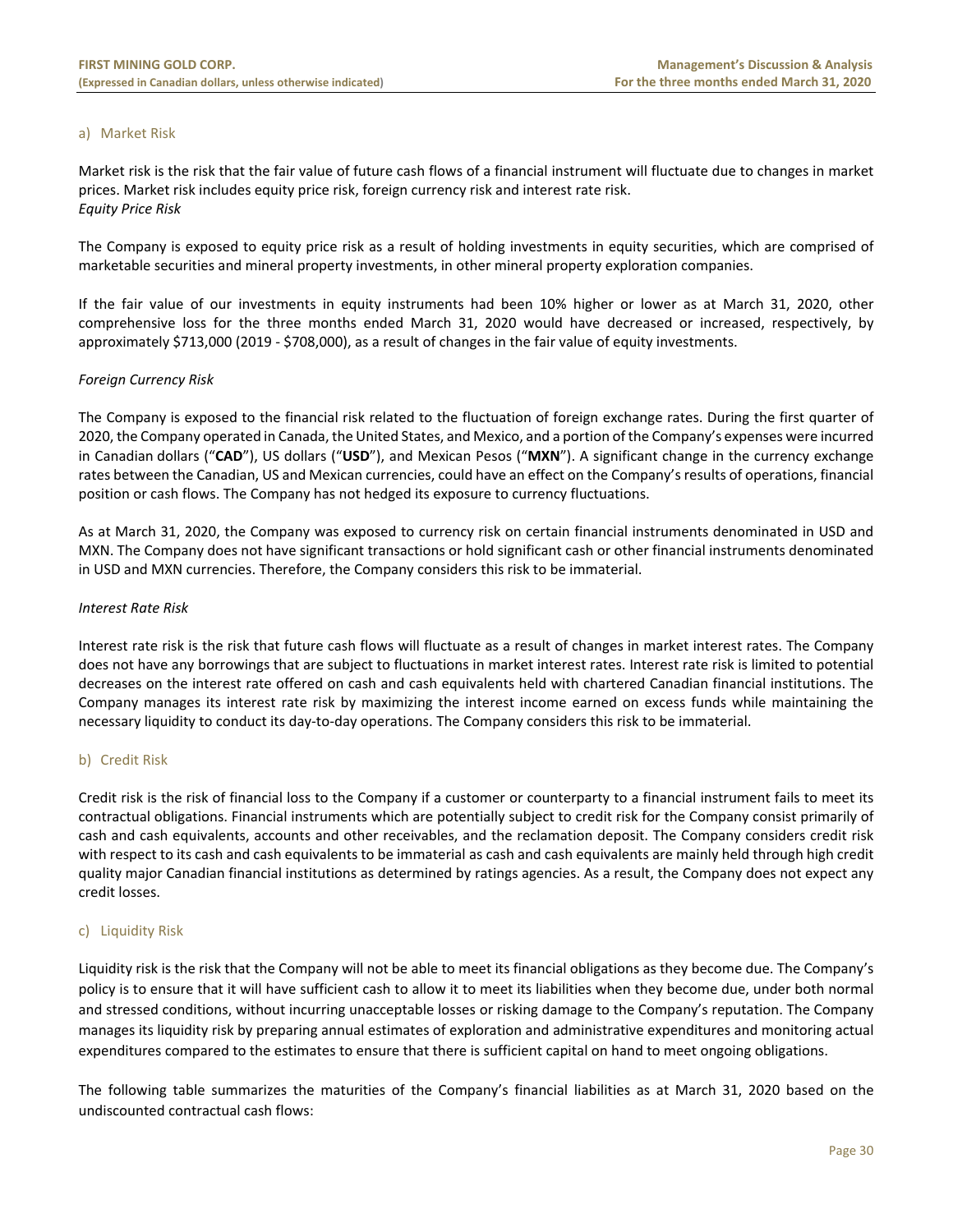### a) Market Risk

Market risk is the risk that the fair value of future cash flows of a financial instrument will fluctuate due to changes in market prices. Market risk includes equity price risk, foreign currency risk and interest rate risk.

*Equity Price Risk*

The Company is exposed to equity price risk as a result of holding investments in equity securities, which are comprised of marketable securities and mineral property investments, in other mineral property exploration companies.

If the fair value of our investments in equity instruments had been 10% higher or lower as at March 31, 2020, other comprehensive loss for the three months ended March 31, 2020 would have decreased or increased, respectively, by approximately $713,000 (2019 - $708,000), as a result of changes in the fair value of equity investments.

*Foreign Currency Risk*

The Company is exposed to the financial risk related to the fluctuation of foreign exchange rates. During the first quarter of 2020, the Company operated in Canada, the United States, and Mexico, and a portion of the Company's expenses were incurred in Canadian dollars ("**CAD**"), US dollars ("**USD**"), and Mexican Pesos ("**MXN**"). A significant change in the currency exchange rates between the Canadian, US and Mexican currencies, could have an effect on the Company's results of operations, financial position or cash flows. The Company has not hedged its exposure to currency fluctuations.

As at March 31, 2020, the Company was exposed to currency risk on certain financial instruments denominated in USD and MXN. The Company does not have significant transactions or hold significant cash or other financial instruments denominated in USD and MXN currencies. Therefore, the Company considers this risk to be immaterial.

*Interest Rate Risk*

Interest rate risk is the risk that future cash flows will fluctuate as a result of changes in market interest rates. The Company does not have any borrowings that are subject to fluctuations in market interest rates. Interest rate risk is limited to potential decreases on the interest rate offered on cash and cash equivalents held with chartered Canadian financial institutions. The Company manages its interest rate risk by maximizing the interest income earned on excess funds while maintaining the necessary liquidity to conduct its day-to-day operations. The Company considers this risk to be immaterial.

### b) Credit Risk

Credit risk is the risk of financial loss to the Company if a customer or counterparty to a financial instrument fails to meet its contractual obligations. Financial instruments which are potentially subject to credit risk for the Company consist primarily of cash and cash equivalents, accounts and other receivables, and the reclamation deposit. The Company considers credit risk with respect to its cash and cash equivalents to be immaterial as cash and cash equivalents are mainly held through high credit quality major Canadian financial institutions as determined by ratings agencies. As a result, the Company does not expect any credit losses.

### c) Liquidity Risk

Liquidity risk is the risk that the Company will not be able to meet its financial obligations as they become due. The Company's policy is to ensure that it will have sufficient cash to allow it to meet its liabilities when they become due, under both normal and stressed conditions, without incurring unacceptable losses or risking damage to the Company's reputation. The Company manages its liquidity risk by preparing annual estimates of exploration and administrative expenditures and monitoring actual expenditures compared to the estimates to ensure that there is sufficient capital on hand to meet ongoing obligations.

The following table summarizes the maturities of the Company's financial liabilities as at March 31, 2020 based on the undiscounted contractual cash flows: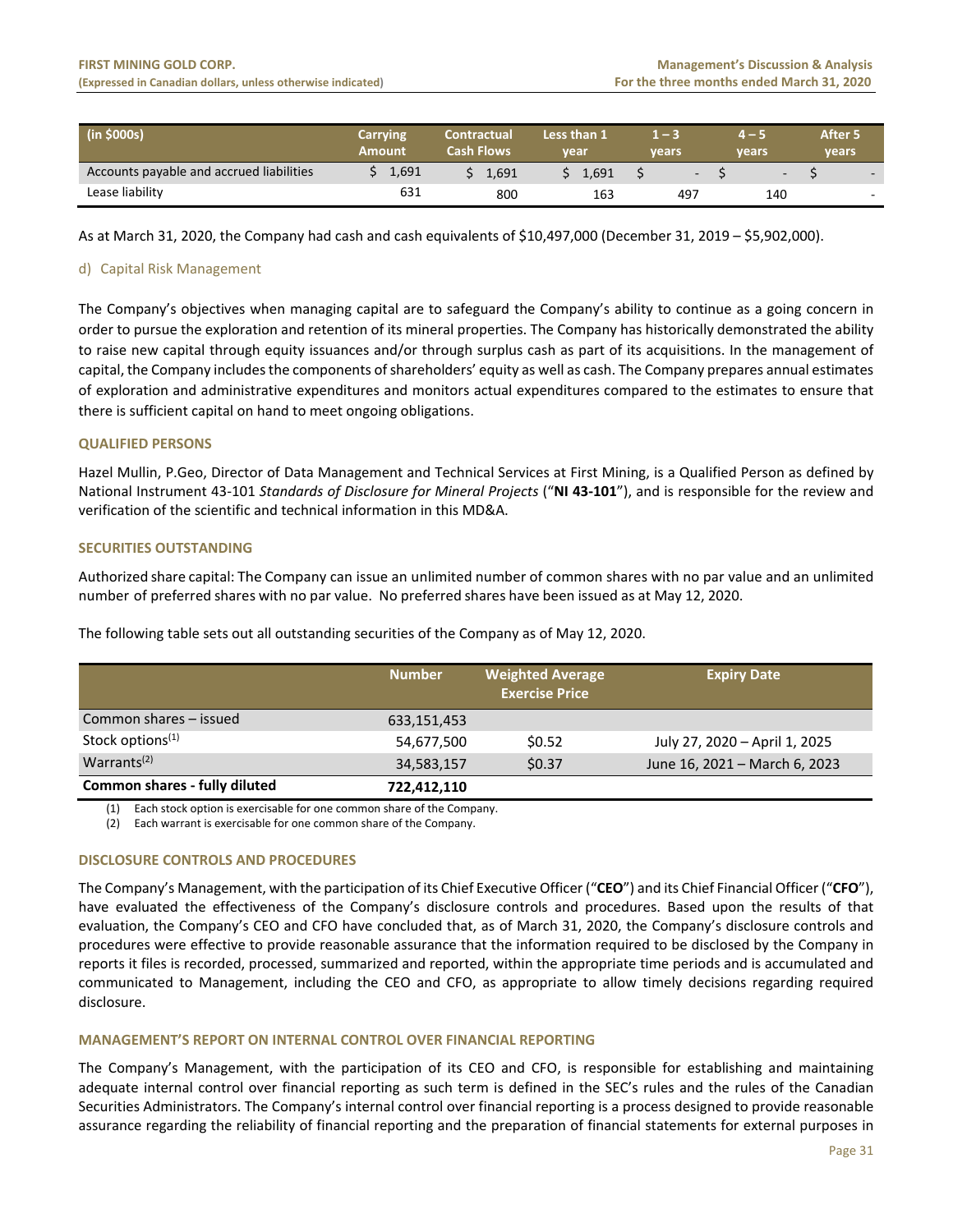| (in $000s) | Carrying Amount | Contractual Cash Flows | Less than 1 year | 1 – 3 years | 4 – 5 years | After 5 years |
|---|---|---|---|---|---|---|
| Accounts payable and accrued liabilities | $ 1,691 | $ 1,691 | $ 1,691 | $ - | $ - | $ - |
| Lease liability | 631 | 800 | 163 | 497 | 140 | - |

As at March 31, 2020, the Company had cash and cash equivalents of $10,497,000 (December 31, 2019 – $5,902,000).

d) Capital Risk Management

The Company's objectives when managing capital are to safeguard the Company's ability to continue as a going concern in order to pursue the exploration and retention of its mineral properties. The Company has historically demonstrated the ability to raise new capital through equity issuances and/or through surplus cash as part of its acquisitions. In the management of capital, the Company includes the components of shareholders' equity as well as cash. The Company prepares annual estimates of exploration and administrative expenditures and monitors actual expenditures compared to the estimates to ensure that there is sufficient capital on hand to meet ongoing obligations.

## QUALIFIED PERSONS

Hazel Mullin, P.Geo, Director of Data Management and Technical Services at First Mining, is a Qualified Person as defined by National Instrument 43-101 *Standards of Disclosure for Mineral Projects* ("**NI 43-101**"), and is responsible for the review and verification of the scientific and technical information in this MD&A.

## SECURITIES OUTSTANDING

Authorized share capital: The Company can issue an unlimited number of common shares with no par value and an unlimited number of preferred shares with no par value. No preferred shares have been issued as at May 12, 2020.

The following table sets out all outstanding securities of the Company as of May 12, 2020.

| | Number | Weighted Average Exercise Price | Expiry Date |
|---|---|---|---|
| Common shares – issued | 633,151,453 | | |
| Stock options(1) | 54,677,500 | $0.52 | July 27, 2020 – April 1, 2025 |
| Warrants(2) | 34,583,157 | $0.37 | June 16, 2021 – March 6, 2023 |
| **Common shares - fully diluted** | **722,412,110** | | |

(1) Each stock option is exercisable for one common share of the Company.
(2) Each warrant is exercisable for one common share of the Company.

## DISCLOSURE CONTROLS AND PROCEDURES

The Company's Management, with the participation of its Chief Executive Officer ("**CEO**") and its Chief Financial Officer ("**CFO**"), have evaluated the effectiveness of the Company's disclosure controls and procedures. Based upon the results of that evaluation, the Company's CEO and CFO have concluded that, as of March 31, 2020, the Company's disclosure controls and procedures were effective to provide reasonable assurance that the information required to be disclosed by the Company in reports it files is recorded, processed, summarized and reported, within the appropriate time periods and is accumulated and communicated to Management, including the CEO and CFO, as appropriate to allow timely decisions regarding required disclosure.

## MANAGEMENT'S REPORT ON INTERNAL CONTROL OVER FINANCIAL REPORTING

The Company's Management, with the participation of its CEO and CFO, is responsible for establishing and maintaining adequate internal control over financial reporting as such term is defined in the SEC's rules and the rules of the Canadian Securities Administrators. The Company's internal control over financial reporting is a process designed to provide reasonable assurance regarding the reliability of financial reporting and the preparation of financial statements for external purposes in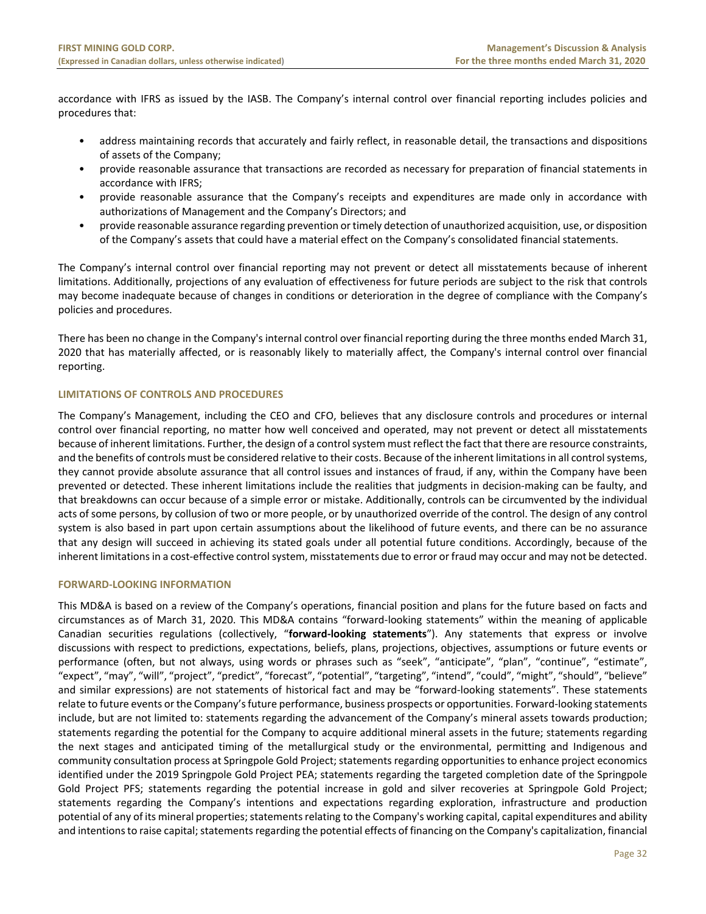accordance with IFRS as issued by the IASB. The Company's internal control over financial reporting includes policies and procedures that:

- address maintaining records that accurately and fairly reflect, in reasonable detail, the transactions and dispositions of assets of the Company;
- provide reasonable assurance that transactions are recorded as necessary for preparation of financial statements in accordance with IFRS;
- provide reasonable assurance that the Company's receipts and expenditures are made only in accordance with authorizations of Management and the Company's Directors; and
- provide reasonable assurance regarding prevention or timely detection of unauthorized acquisition, use, or disposition of the Company's assets that could have a material effect on the Company's consolidated financial statements.

The Company's internal control over financial reporting may not prevent or detect all misstatements because of inherent limitations. Additionally, projections of any evaluation of effectiveness for future periods are subject to the risk that controls may become inadequate because of changes in conditions or deterioration in the degree of compliance with the Company's policies and procedures.

There has been no change in the Company's internal control over financial reporting during the three months ended March 31, 2020 that has materially affected, or is reasonably likely to materially affect, the Company's internal control over financial reporting.

## LIMITATIONS OF CONTROLS AND PROCEDURES

The Company's Management, including the CEO and CFO, believes that any disclosure controls and procedures or internal control over financial reporting, no matter how well conceived and operated, may not prevent or detect all misstatements because of inherent limitations. Further, the design of a control system must reflect the fact that there are resource constraints, and the benefits of controls must be considered relative to their costs. Because of the inherent limitations in all control systems, they cannot provide absolute assurance that all control issues and instances of fraud, if any, within the Company have been prevented or detected. These inherent limitations include the realities that judgments in decision-making can be faulty, and that breakdowns can occur because of a simple error or mistake. Additionally, controls can be circumvented by the individual acts of some persons, by collusion of two or more people, or by unauthorized override of the control. The design of any control system is also based in part upon certain assumptions about the likelihood of future events, and there can be no assurance that any design will succeed in achieving its stated goals under all potential future conditions. Accordingly, because of the inherent limitations in a cost-effective control system, misstatements due to error or fraud may occur and may not be detected.

## FORWARD-LOOKING INFORMATION

This MD&A is based on a review of the Company's operations, financial position and plans for the future based on facts and circumstances as of March 31, 2020. This MD&A contains "forward-looking statements" within the meaning of applicable Canadian securities regulations (collectively, "**forward-looking statements**"). Any statements that express or involve discussions with respect to predictions, expectations, beliefs, plans, projections, objectives, assumptions or future events or performance (often, but not always, using words or phrases such as "seek", "anticipate", "plan", "continue", "estimate", "expect", "may", "will", "project", "predict", "forecast", "potential", "targeting", "intend", "could", "might", "should", "believe" and similar expressions) are not statements of historical fact and may be "forward-looking statements". These statements relate to future events or the Company's future performance, business prospects or opportunities. Forward-looking statements include, but are not limited to: statements regarding the advancement of the Company's mineral assets towards production; statements regarding the potential for the Company to acquire additional mineral assets in the future; statements regarding the next stages and anticipated timing of the metallurgical study or the environmental, permitting and Indigenous and community consultation process at Springpole Gold Project; statements regarding opportunities to enhance project economics identified under the 2019 Springpole Gold Project PEA; statements regarding the targeted completion date of the Springpole Gold Project PFS; statements regarding the potential increase in gold and silver recoveries at Springpole Gold Project; statements regarding the Company's intentions and expectations regarding exploration, infrastructure and production potential of any of its mineral properties; statements relating to the Company's working capital, capital expenditures and ability and intentions to raise capital; statements regarding the potential effects of financing on the Company's capitalization, financial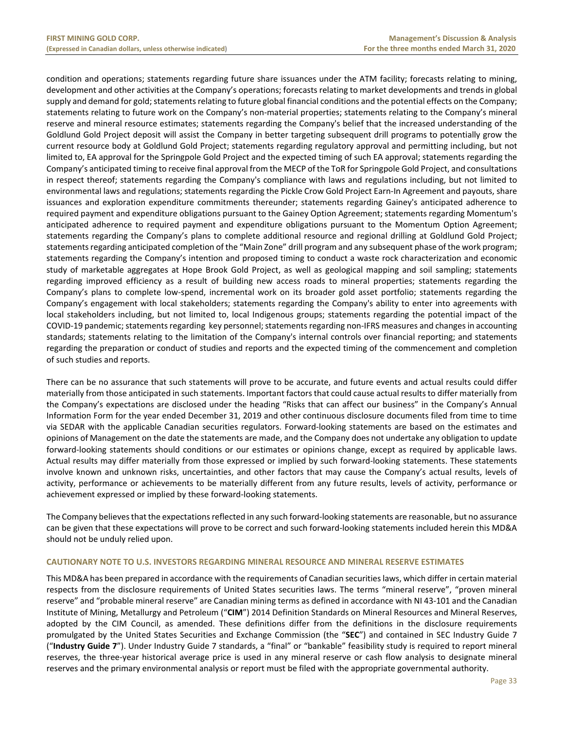condition and operations; statements regarding future share issuances under the ATM facility; forecasts relating to mining, development and other activities at the Company's operations; forecasts relating to market developments and trends in global supply and demand for gold; statements relating to future global financial conditions and the potential effects on the Company; statements relating to future work on the Company's non-material properties; statements relating to the Company's mineral reserve and mineral resource estimates; statements regarding the Company's belief that the increased understanding of the Goldlund Gold Project deposit will assist the Company in better targeting subsequent drill programs to potentially grow the current resource body at Goldlund Gold Project; statements regarding regulatory approval and permitting including, but not limited to, EA approval for the Springpole Gold Project and the expected timing of such EA approval; statements regarding the Company's anticipated timing to receive final approval from the MECP of the ToR for Springpole Gold Project, and consultations in respect thereof; statements regarding the Company's compliance with laws and regulations including, but not limited to environmental laws and regulations; statements regarding the Pickle Crow Gold Project Earn-In Agreement and payouts, share issuances and exploration expenditure commitments thereunder; statements regarding Gainey's anticipated adherence to required payment and expenditure obligations pursuant to the Gainey Option Agreement; statements regarding Momentum's anticipated adherence to required payment and expenditure obligations pursuant to the Momentum Option Agreement; statements regarding the Company's plans to complete additional resource and regional drilling at Goldlund Gold Project; statements regarding anticipated completion of the "Main Zone" drill program and any subsequent phase of the work program; statements regarding the Company's intention and proposed timing to conduct a waste rock characterization and economic study of marketable aggregates at Hope Brook Gold Project, as well as geological mapping and soil sampling; statements regarding improved efficiency as a result of building new access roads to mineral properties; statements regarding the Company's plans to complete low-spend, incremental work on its broader gold asset portfolio; statements regarding the Company's engagement with local stakeholders; statements regarding the Company's ability to enter into agreements with local stakeholders including, but not limited to, local Indigenous groups; statements regarding the potential impact of the COVID-19 pandemic; statements regarding key personnel; statements regarding non-IFRS measures and changes in accounting standards; statements relating to the limitation of the Company's internal controls over financial reporting; and statements regarding the preparation or conduct of studies and reports and the expected timing of the commencement and completion of such studies and reports.

There can be no assurance that such statements will prove to be accurate, and future events and actual results could differ materially from those anticipated in such statements. Important factors that could cause actual results to differ materially from the Company's expectations are disclosed under the heading "Risks that can affect our business" in the Company's Annual Information Form for the year ended December 31, 2019 and other continuous disclosure documents filed from time to time via SEDAR with the applicable Canadian securities regulators. Forward-looking statements are based on the estimates and opinions of Management on the date the statements are made, and the Company does not undertake any obligation to update forward-looking statements should conditions or our estimates or opinions change, except as required by applicable laws. Actual results may differ materially from those expressed or implied by such forward-looking statements. These statements involve known and unknown risks, uncertainties, and other factors that may cause the Company's actual results, levels of activity, performance or achievements to be materially different from any future results, levels of activity, performance or achievement expressed or implied by these forward-looking statements.

The Company believes that the expectations reflected in any such forward-looking statements are reasonable, but no assurance can be given that these expectations will prove to be correct and such forward-looking statements included herein this MD&A should not be unduly relied upon.

## CAUTIONARY NOTE TO U.S. INVESTORS REGARDING MINERAL RESOURCE AND MINERAL RESERVE ESTIMATES

This MD&A has been prepared in accordance with the requirements of Canadian securities laws, which differ in certain material respects from the disclosure requirements of United States securities laws. The terms "mineral reserve", "proven mineral reserve" and "probable mineral reserve" are Canadian mining terms as defined in accordance with NI 43-101 and the Canadian Institute of Mining, Metallurgy and Petroleum ("**CIM**") 2014 Definition Standards on Mineral Resources and Mineral Reserves, adopted by the CIM Council, as amended. These definitions differ from the definitions in the disclosure requirements promulgated by the United States Securities and Exchange Commission (the "**SEC**") and contained in SEC Industry Guide 7 ("**Industry Guide 7**"). Under Industry Guide 7 standards, a "final" or "bankable" feasibility study is required to report mineral reserves, the three-year historical average price is used in any mineral reserve or cash flow analysis to designate mineral reserves and the primary environmental analysis or report must be filed with the appropriate governmental authority.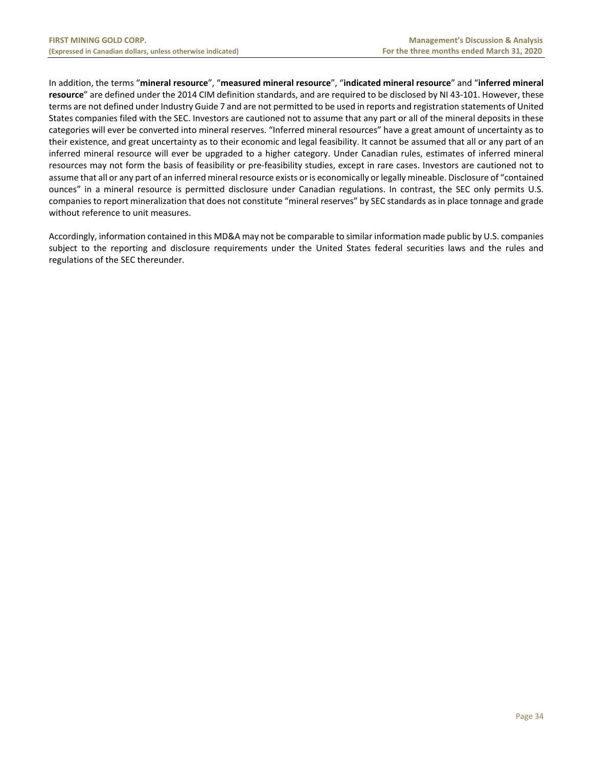In addition, the terms "**mineral resource**", "**measured mineral resource**", "**indicated mineral resource**" and "**inferred mineral resource**" are defined under the 2014 CIM definition standards, and are required to be disclosed by NI 43-101. However, these terms are not defined under Industry Guide 7 and are not permitted to be used in reports and registration statements of United States companies filed with the SEC. Investors are cautioned not to assume that any part or all of the mineral deposits in these categories will ever be converted into mineral reserves. "Inferred mineral resources" have a great amount of uncertainty as to their existence, and great uncertainty as to their economic and legal feasibility. It cannot be assumed that all or any part of an inferred mineral resource will ever be upgraded to a higher category. Under Canadian rules, estimates of inferred mineral resources may not form the basis of feasibility or pre-feasibility studies, except in rare cases. Investors are cautioned not to assume that all or any part of an inferred mineral resource exists or is economically or legally mineable. Disclosure of "contained ounces" in a mineral resource is permitted disclosure under Canadian regulations. In contrast, the SEC only permits U.S. companies to report mineralization that does not constitute "mineral reserves" by SEC standards as in place tonnage and grade without reference to unit measures.

Accordingly, information contained in this MD&A may not be comparable to similar information made public by U.S. companies subject to the reporting and disclosure requirements under the United States federal securities laws and the rules and regulations of the SEC thereunder.